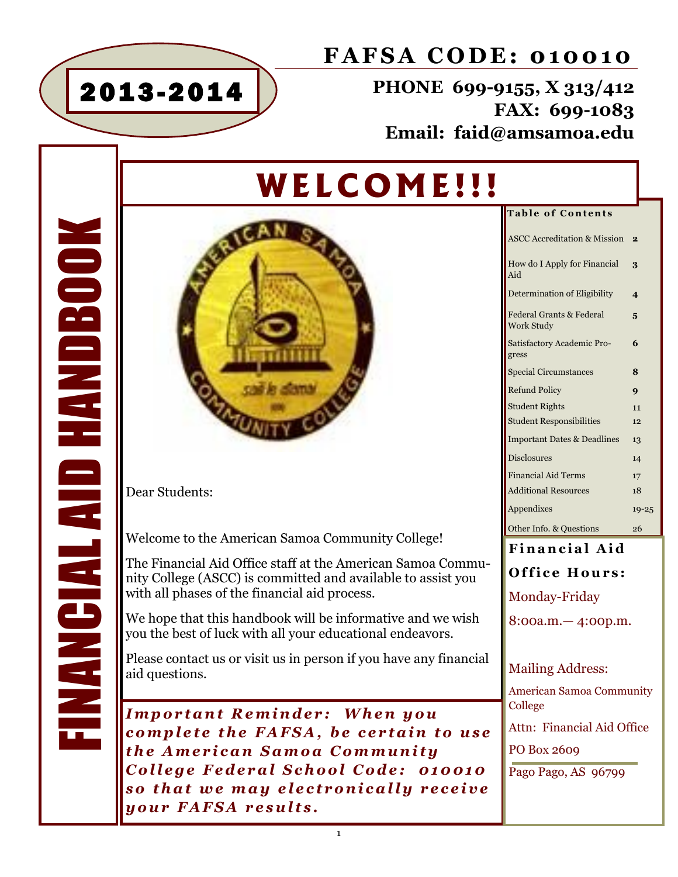# FINANCIAL AID HANDBOOK

## 2013-2014

## FAFSA CODE: 010010

**PHONE 699-9155, X 313/412**
**FAX: 699-1083**
**Email: faid@amsamoa.edu**

# WELCOME!!!

Dear Students:

Welcome to the American Samoa Community College!

The Financial Aid Office staff at the American Samoa Community College (ASCC) is committed and available to assist you with all phases of the financial aid process.

We hope that this handbook will be informative and we wish you the best of luck with all your educational endeavors.

Please contact us or visit us in person if you have any financial aid questions.

***Important Reminder: When you complete the FAFSA, be certain to use the American Samoa Community College Federal School Code: 010010 so that we may electronically receive your FAFSA results.***

### Table of Contents

| | |
|---|---|
| ASCC Accreditation & Mission | 2 |
| How do I Apply for Financial Aid | 3 |
| Determination of Eligibility | 4 |
| Federal Grants & Federal Work Study | 5 |
| Satisfactory Academic Progress | 6 |
| Special Circumstances | 8 |
| Refund Policy | 9 |
| Student Rights | 11 |
| Student Responsibilities | 12 |
| Important Dates & Deadlines | 13 |
| Disclosures | 14 |
| Financial Aid Terms | 17 |
| Additional Resources | 18 |
| Appendixes | 19-25 |
| Other Info. & Questions | 26 |

### Financial Aid Office Hours:

Monday-Friday

8:00a.m.— 4:00p.m.

Mailing Address:

American Samoa Community College

Attn: Financial Aid Office

PO Box 2609

Pago Pago, AS 96799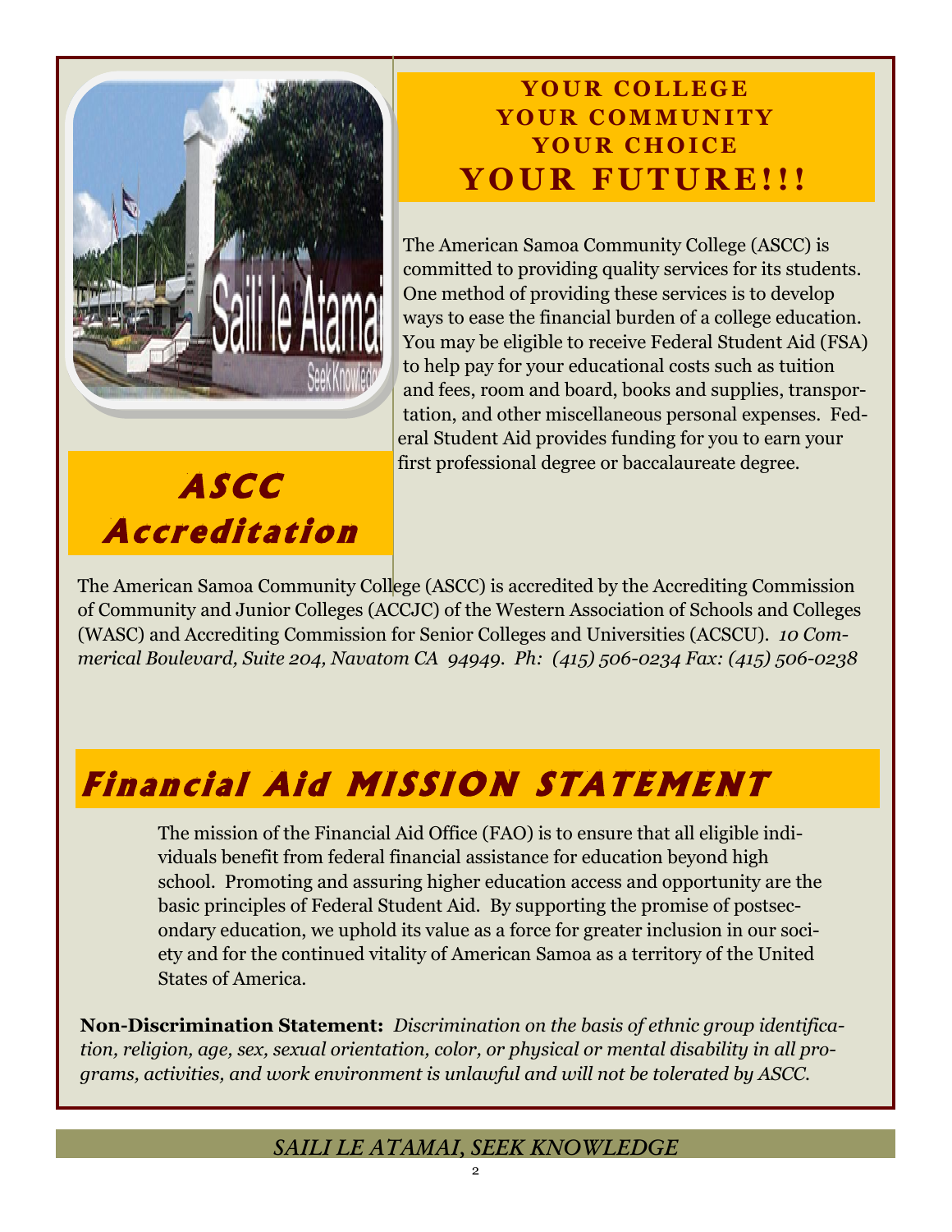## YOUR COLLEGE
## YOUR COMMUNITY
## YOUR CHOICE
# YOUR FUTURE!!!

The American Samoa Community College (ASCC) is committed to providing quality services for its students. One method of providing these services is to develop ways to ease the financial burden of a college education. You may be eligible to receive Federal Student Aid (FSA) to help pay for your educational costs such as tuition and fees, room and board, books and supplies, transportation, and other miscellaneous personal expenses. Federal Student Aid provides funding for you to earn your first professional degree or baccalaureate degree.

## ASCC Accreditation

The American Samoa Community College (ASCC) is accredited by the Accrediting Commission of Community and Junior Colleges (ACCJC) of the Western Association of Schools and Colleges (WASC) and Accrediting Commission for Senior Colleges and Universities (ACSCU). *10 Commerical Boulevard, Suite 204, Navatom CA 94949. Ph: (415) 506-0234 Fax: (415) 506-0238*

## Financial Aid MISSION STATEMENT

The mission of the Financial Aid Office (FAO) is to ensure that all eligible individuals benefit from federal financial assistance for education beyond high school. Promoting and assuring higher education access and opportunity are the basic principles of Federal Student Aid. By supporting the promise of postsecondary education, we uphold its value as a force for greater inclusion in our society and for the continued vitality of American Samoa as a territory of the United States of America.

**Non-Discrimination Statement:** *Discrimination on the basis of ethnic group identification, religion, age, sex, sexual orientation, color, or physical or mental disability in all programs, activities, and work environment is unlawful and will not be tolerated by ASCC.*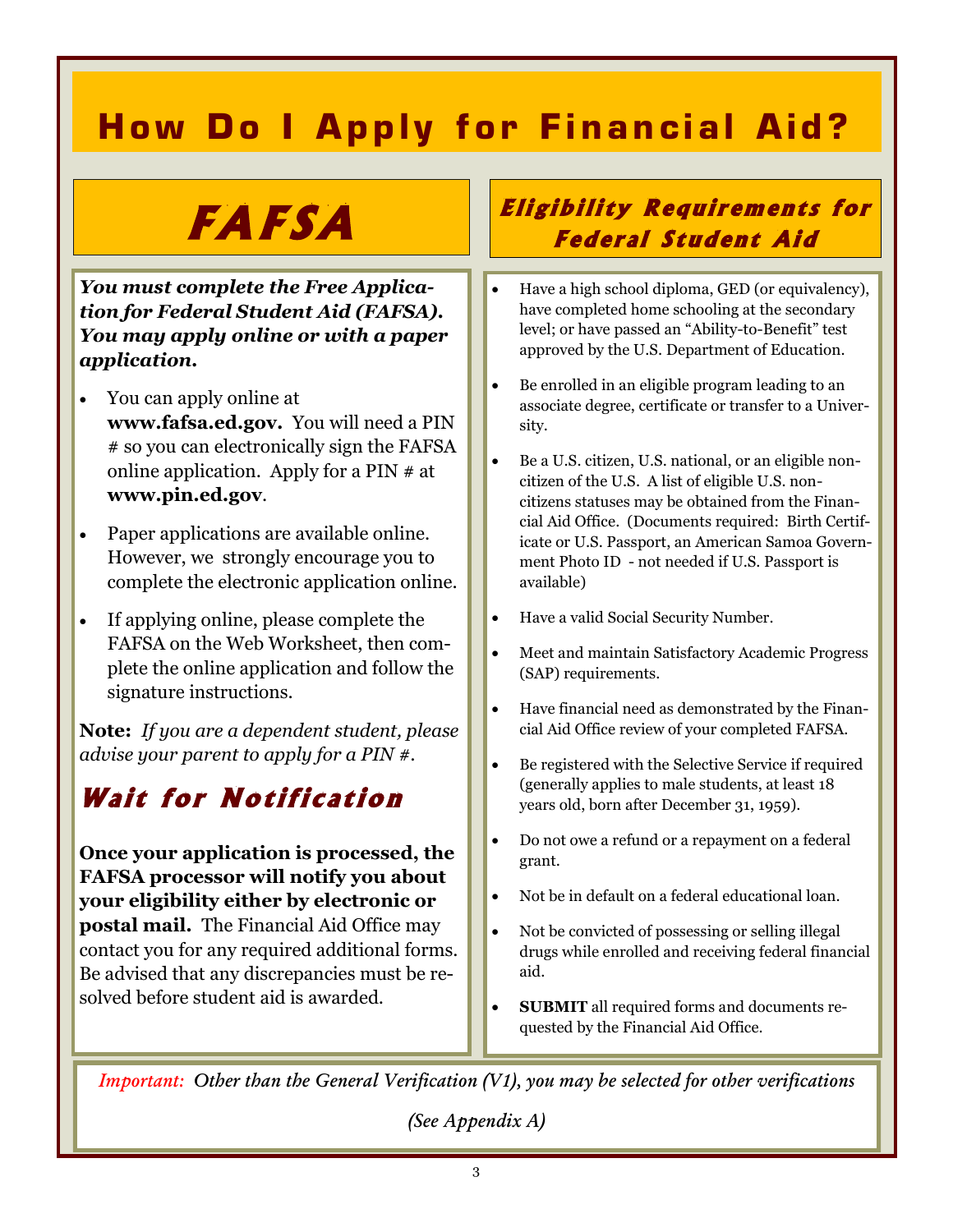# How Do I Apply for Financial Aid?

## FAFSA

***You must complete the Free Application for Federal Student Aid (FAFSA). You may apply online or with a paper application.***

- You can apply online at **www.fafsa.ed.gov.** You will need a PIN # so you can electronically sign the FAFSA online application. Apply for a PIN # at **www.pin.ed.gov**.
- Paper applications are available online. However, we strongly encourage you to complete the electronic application online.
- If applying online, please complete the FAFSA on the Web Worksheet, then complete the online application and follow the signature instructions.

**Note:** *If you are a dependent student, please advise your parent to apply for a PIN #.*

## Wait for Notification

**Once your application is processed, the FAFSA processor will notify you about your eligibility either by electronic or postal mail.** The Financial Aid Office may contact you for any required additional forms. Be advised that any discrepancies must be resolved before student aid is awarded.

## Eligibility Requirements for Federal Student Aid

- Have a high school diploma, GED (or equivalency), have completed home schooling at the secondary level; or have passed an "Ability-to-Benefit" test approved by the U.S. Department of Education.
- Be enrolled in an eligible program leading to an associate degree, certificate or transfer to a University.
- Be a U.S. citizen, U.S. national, or an eligible non-citizen of the U.S. A list of eligible U.S. non-citizens statuses may be obtained from the Financial Aid Office. (Documents required: Birth Certificate or U.S. Passport, an American Samoa Government Photo ID - not needed if U.S. Passport is available)
- Have a valid Social Security Number.
- Meet and maintain Satisfactory Academic Progress (SAP) requirements.
- Have financial need as demonstrated by the Financial Aid Office review of your completed FAFSA.
- Be registered with the Selective Service if required (generally applies to male students, at least 18 years old, born after December 31, 1959).
- Do not owe a refund or a repayment on a federal grant.
- Not be in default on a federal educational loan.
- Not be convicted of possessing or selling illegal drugs while enrolled and receiving federal financial aid.
- **SUBMIT** all required forms and documents requested by the Financial Aid Office.

*Important: Other than the General Verification (V1), you may be selected for other verifications*

*(See Appendix A)*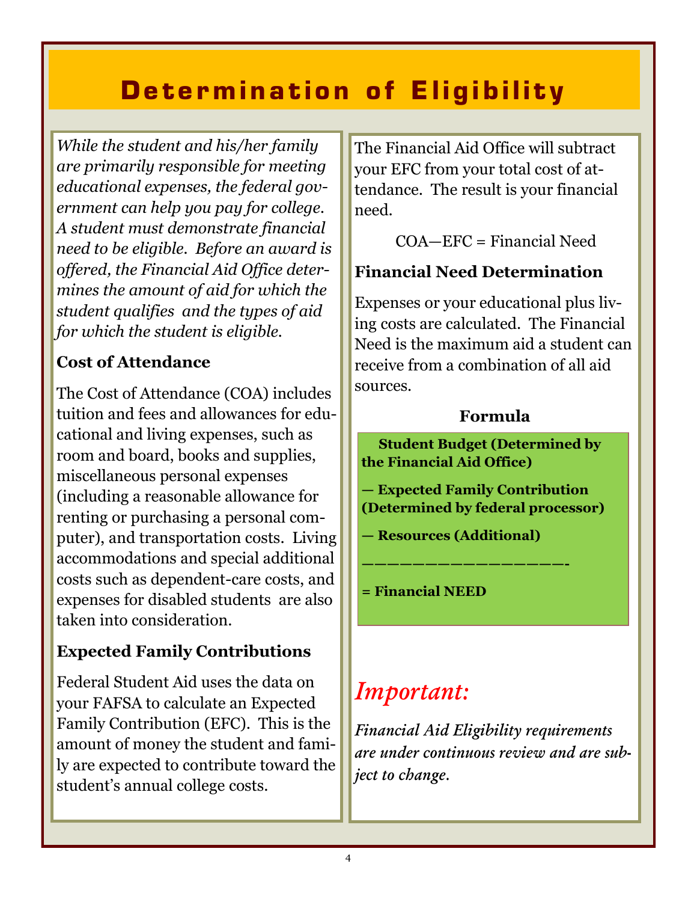# Determination of Eligibility

*While the student and his/her family are primarily responsible for meeting educational expenses, the federal government can help you pay for college. A student must demonstrate financial need to be eligible. Before an award is offered, the Financial Aid Office determines the amount of aid for which the student qualifies and the types of aid for which the student is eligible.*

### Cost of Attendance

The Cost of Attendance (COA) includes tuition and fees and allowances for educational and living expenses, such as room and board, books and supplies, miscellaneous personal expenses (including a reasonable allowance for renting or purchasing a personal computer), and transportation costs. Living accommodations and special additional costs such as dependent-care costs, and expenses for disabled students are also taken into consideration.

### Expected Family Contributions

Federal Student Aid uses the data on your FAFSA to calculate an Expected Family Contribution (EFC). This is the amount of money the student and family are expected to contribute toward the student's annual college costs.

The Financial Aid Office will subtract your EFC from your total cost of attendance. The result is your financial need.

COA—EFC = Financial Need

### Financial Need Determination

Expenses or your educational plus living costs are calculated. The Financial Need is the maximum aid a student can receive from a combination of all aid sources.

**Formula**

**Student Budget (Determined by the Financial Aid Office)**

**— Expected Family Contribution (Determined by federal processor)**

**— Resources (Additional)**

**___________________-**

**= Financial NEED**

## *Important:*

***Financial Aid Eligibility requirements are under continuous review and are subject to change.***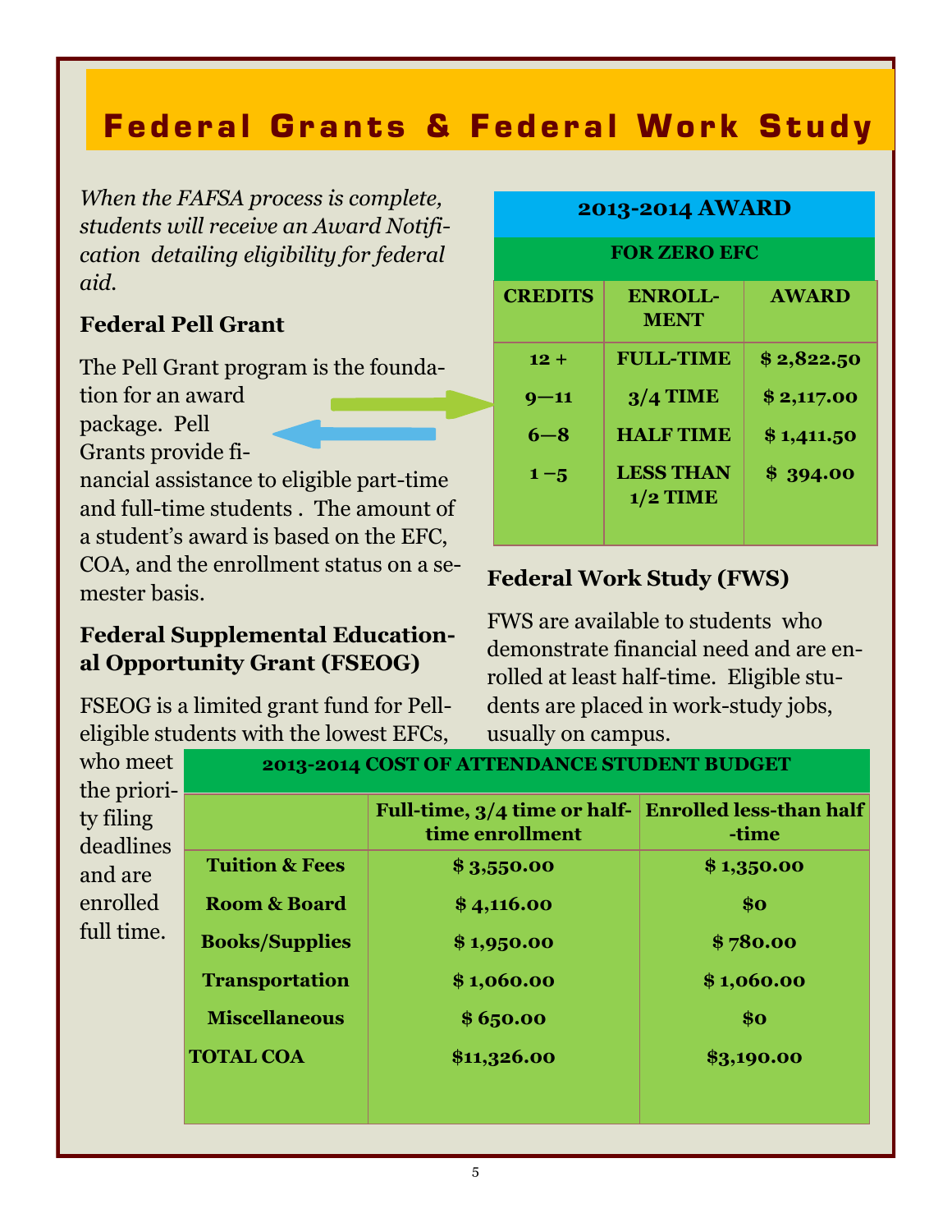# Federal Grants & Federal Work Study

*When the FAFSA process is complete, students will receive an Award Notification detailing eligibility for federal aid.*

### Federal Pell Grant

The Pell Grant program is the foundation for an award package. Pell Grants provide financial assistance to eligible part-time and full-time students . The amount of a student's award is based on the EFC, COA, and the enrollment status on a semester basis.

| 2013-2014 AWARD | | |
|---|---|---|
| FOR ZERO EFC | | |
| CREDITS | ENROLLMENT | AWARD |
| 12 + | FULL-TIME | $ 2,822.50 |
| 9—11 | 3/4 TIME | $ 2,117.00 |
| 6—8 | HALF TIME | $ 1,411.50 |
| 1 –5 | LESS THAN 1/2 TIME | $ 394.00 |

### Federal Supplemental Educational Opportunity Grant (FSEOG)

FSEOG is a limited grant fund for Pell-eligible students with the lowest EFCs, who meet the priority filing deadlines and are enrolled full time.

### Federal Work Study (FWS)

FWS are available to students who demonstrate financial need and are enrolled at least half-time. Eligible students are placed in work-study jobs, usually on campus.

| 2013-2014 COST OF ATTENDANCE STUDENT BUDGET | | |
|---|---|---|
| | Full-time, 3/4 time or half-time enrollment | Enrolled less-than half-time |
| Tuition & Fees | $ 3,550.00 | $ 1,350.00 |
| Room & Board | $ 4,116.00 | $0 |
| Books/Supplies | $ 1,950.00 | $ 780.00 |
| Transportation | $ 1,060.00 | $ 1,060.00 |
| Miscellaneous | $ 650.00 | $0 |
| TOTAL COA | $11,326.00 | $3,190.00 |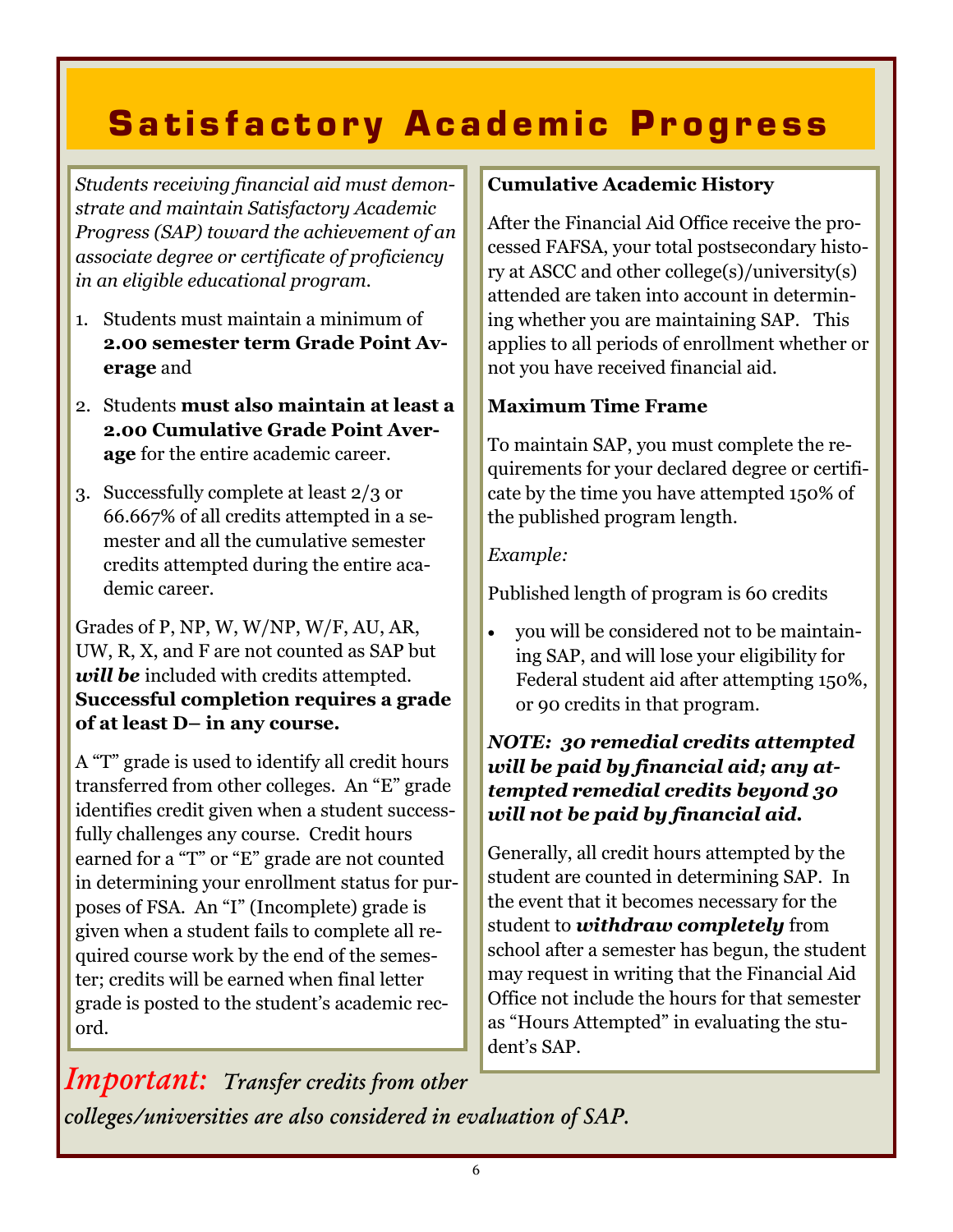# Satisfactory Academic Progress

*Students receiving financial aid must demonstrate and maintain Satisfactory Academic Progress (SAP) toward the achievement of an associate degree or certificate of proficiency in an eligible educational program.*

1. Students must maintain a minimum of **2.00 semester term Grade Point Average** and
2. Students **must also maintain at least a 2.00 Cumulative Grade Point Average** for the entire academic career.
3. Successfully complete at least 2/3 or 66.667% of all credits attempted in a semester and all the cumulative semester credits attempted during the entire academic career.

Grades of P, NP, W, W/NP, W/F, AU, AR, UW, R, X, and F are not counted as SAP but ***will be*** included with credits attempted. **Successful completion requires a grade of at least D– in any course.**

A "T" grade is used to identify all credit hours transferred from other colleges. An "E" grade identifies credit given when a student successfully challenges any course. Credit hours earned for a "T" or "E" grade are not counted in determining your enrollment status for purposes of FSA. An "I" (Incomplete) grade is given when a student fails to complete all required course work by the end of the semester; credits will be earned when final letter grade is posted to the student's academic record.

### Cumulative Academic History

After the Financial Aid Office receive the processed FAFSA, your total postsecondary history at ASCC and other college(s)/university(s) attended are taken into account in determining whether you are maintaining SAP. This applies to all periods of enrollment whether or not you have received financial aid.

### Maximum Time Frame

To maintain SAP, you must complete the requirements for your declared degree or certificate by the time you have attempted 150% of the published program length.

*Example:*

Published length of program is 60 credits

- you will be considered not to be maintaining SAP, and will lose your eligibility for Federal student aid after attempting 150%, or 90 credits in that program.

***NOTE: 30 remedial credits attempted will be paid by financial aid; any attempted remedial credits beyond 30 will not be paid by financial aid.***

Generally, all credit hours attempted by the student are counted in determining SAP. In the event that it becomes necessary for the student to ***withdraw completely*** from school after a semester has begun, the student may request in writing that the Financial Aid Office not include the hours for that semester as "Hours Attempted" in evaluating the student's SAP.

*Important: Transfer credits from other colleges/universities are also considered in evaluation of SAP.*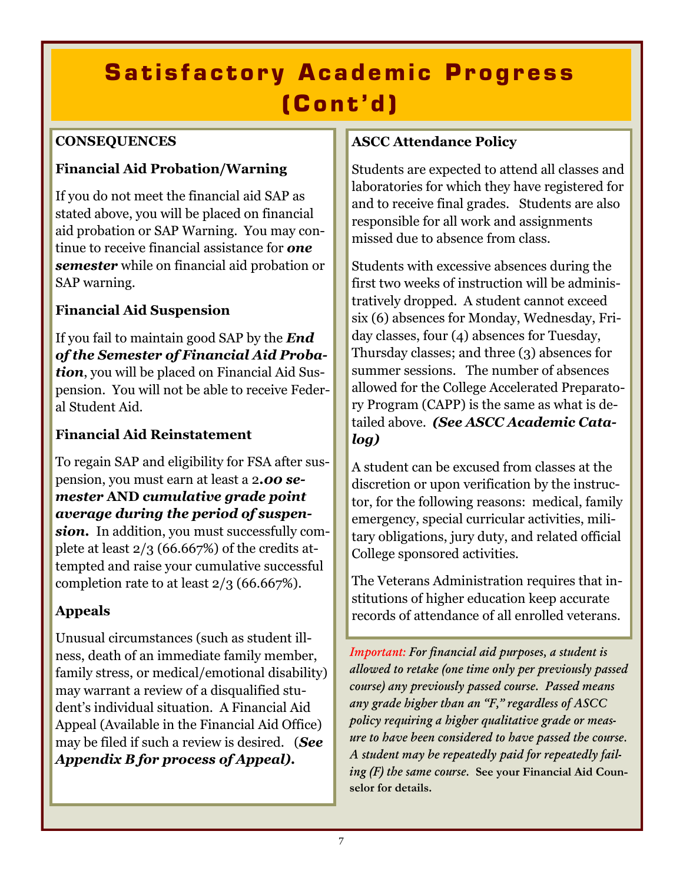# Satisfactory Academic Progress (Cont'd)

## CONSEQUENCES

### Financial Aid Probation/Warning

If you do not meet the financial aid SAP as stated above, you will be placed on financial aid probation or SAP Warning. You may continue to receive financial assistance for ***one semester*** while on financial aid probation or SAP warning.

### Financial Aid Suspension

If you fail to maintain good SAP by the ***End of the Semester of Financial Aid Probation***, you will be placed on Financial Aid Suspension. You will not be able to receive Federal Student Aid.

### Financial Aid Reinstatement

To regain SAP and eligibility for FSA after suspension, you must earn at least a 2***.00 semester*** **AND** ***cumulative grade point average during the period of suspension.*** In addition, you must successfully complete at least 2/3 (66.667%) of the credits attempted and raise your cumulative successful completion rate to at least 2/3 (66.667%).

### Appeals

Unusual circumstances (such as student illness, death of an immediate family member, family stress, or medical/emotional disability) may warrant a review of a disqualified student's individual situation. A Financial Aid Appeal (Available in the Financial Aid Office) may be filed if such a review is desired. (***See Appendix B for process of Appeal).***

### ASCC Attendance Policy

Students are expected to attend all classes and laboratories for which they have registered for and to receive final grades. Students are also responsible for all work and assignments missed due to absence from class.

Students with excessive absences during the first two weeks of instruction will be administratively dropped. A student cannot exceed six (6) absences for Monday, Wednesday, Friday classes, four (4) absences for Tuesday, Thursday classes; and three (3) absences for summer sessions. The number of absences allowed for the College Accelerated Preparatory Program (CAPP) is the same as what is detailed above. ***(See ASCC Academic Catalog)***

A student can be excused from classes at the discretion or upon verification by the instructor, for the following reasons: medical, family emergency, special curricular activities, military obligations, jury duty, and related official College sponsored activities.

The Veterans Administration requires that institutions of higher education keep accurate records of attendance of all enrolled veterans.

*Important:* ***For financial aid purposes, a student is allowed to retake (one time only per previously passed course) any previously passed course. Passed means any grade higher than an "F," regardless of ASCC policy requiring a higher qualitative grade or measure to have been considered to have passed the course. A student may be repeatedly paid for repeatedly failing (F) the same course.*** **See your Financial Aid Counselor for details.**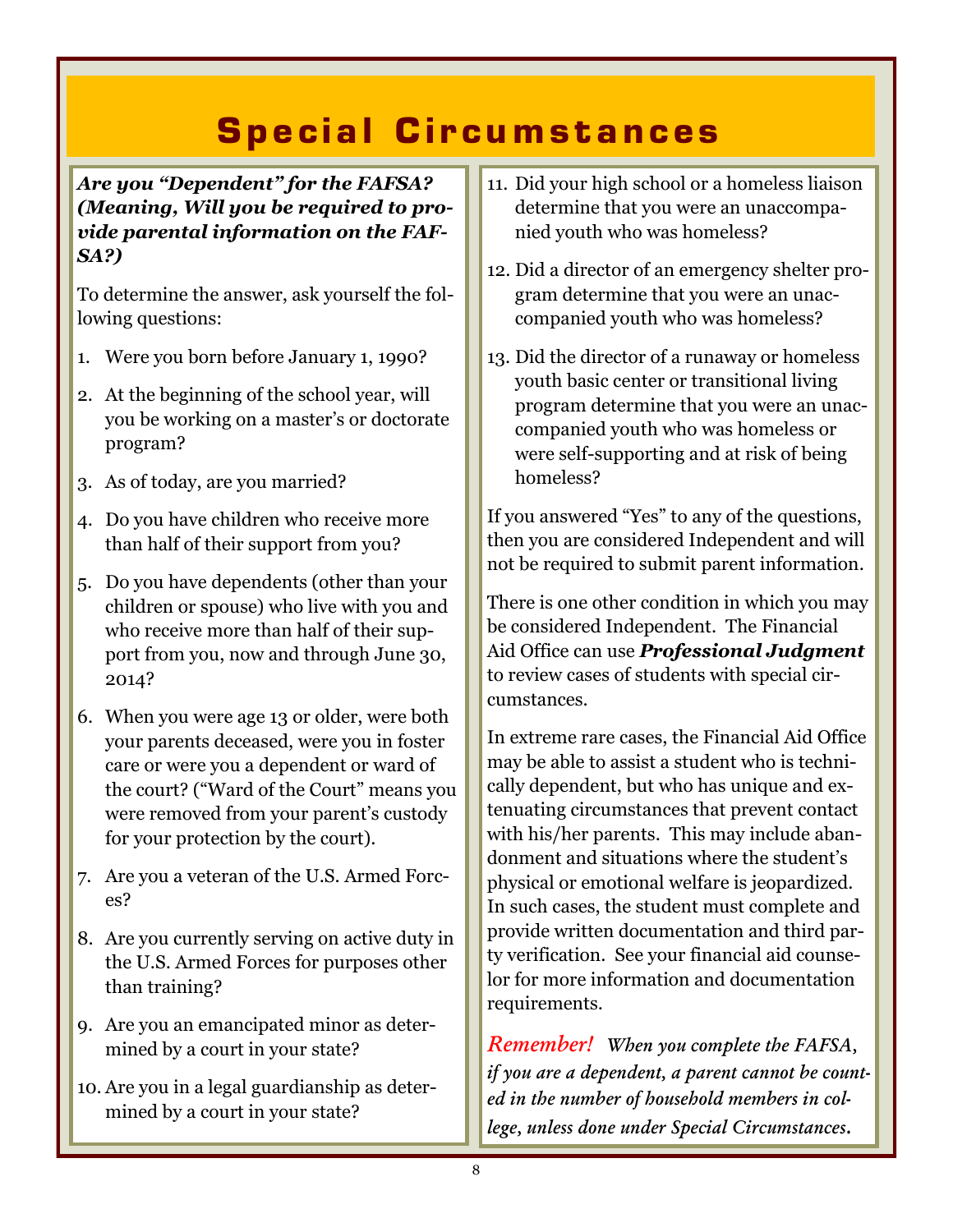# Special Circumstances

***Are you "Dependent" for the FAFSA? (Meaning, Will you be required to provide parental information on the FAFSA?)***

To determine the answer, ask yourself the following questions:

1. Were you born before January 1, 1990?
2. At the beginning of the school year, will you be working on a master's or doctorate program?
3. As of today, are you married?
4. Do you have children who receive more than half of their support from you?
5. Do you have dependents (other than your children or spouse) who live with you and who receive more than half of their support from you, now and through June 30, 2014?
6. When you were age 13 or older, were both your parents deceased, were you in foster care or were you a dependent or ward of the court? ("Ward of the Court" means you were removed from your parent's custody for your protection by the court).
7. Are you a veteran of the U.S. Armed Forces?
8. Are you currently serving on active duty in the U.S. Armed Forces for purposes other than training?
9. Are you an emancipated minor as determined by a court in your state?
10. Are you in a legal guardianship as determined by a court in your state?
11. Did your high school or a homeless liaison determine that you were an unaccompanied youth who was homeless?
12. Did a director of an emergency shelter program determine that you were an unaccompanied youth who was homeless?
13. Did the director of a runaway or homeless youth basic center or transitional living program determine that you were an unaccompanied youth who was homeless or were self-supporting and at risk of being homeless?

If you answered "Yes" to any of the questions, then you are considered Independent and will not be required to submit parent information.

There is one other condition in which you may be considered Independent. The Financial Aid Office can use ***Professional Judgment*** to review cases of students with special circumstances.

In extreme rare cases, the Financial Aid Office may be able to assist a student who is technically dependent, but who has unique and extenuating circumstances that prevent contact with his/her parents. This may include abandonment and situations where the student's physical or emotional welfare is jeopardized. In such cases, the student must complete and provide written documentation and third party verification. See your financial aid counselor for more information and documentation requirements.

*Remember!* ***When you complete the FAFSA, if you are a dependent, a parent cannot be counted in the number of household members in college, unless done under Special Circumstances.***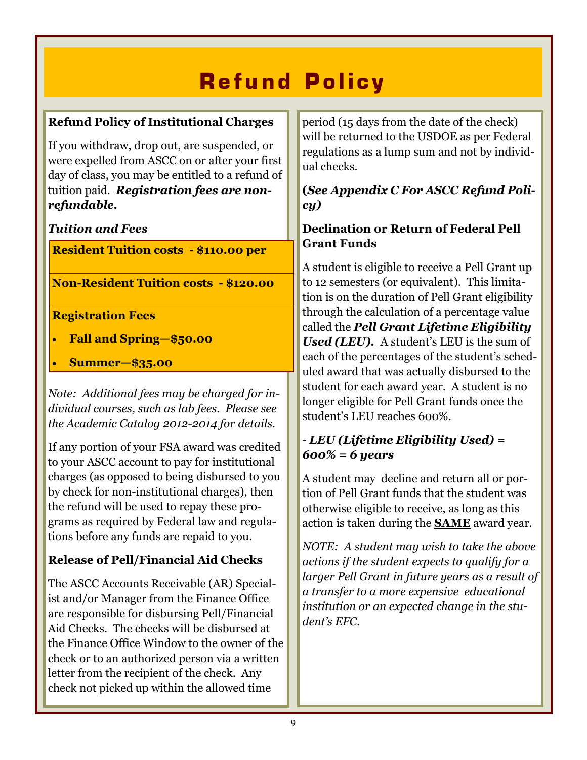# Refund Policy

**Refund Policy of Institutional Charges**

If you withdraw, drop out, are suspended, or were expelled from ASCC on or after your first day of class, you may be entitled to a refund of tuition paid. ***Registration fees are non-refundable.***

***Tuition and Fees***

**Resident Tuition costs - $110.00 per**

**Non-Resident Tuition costs - $120.00**

**Registration Fees**

- **Fall and Spring—$50.00**
- **Summer—$35.00**

*Note: Additional fees may be charged for individual courses, such as lab fees. Please see the Academic Catalog 2012-2014 for details.*

If any portion of your FSA award was credited to your ASCC account to pay for institutional charges (as opposed to being disbursed to you by check for non-institutional charges), then the refund will be used to repay these programs as required by Federal law and regulations before any funds are repaid to you.

**Release of Pell/Financial Aid Checks**

The ASCC Accounts Receivable (AR) Specialist and/or Manager from the Finance Office are responsible for disbursing Pell/Financial Aid Checks. The checks will be disbursed at the Finance Office Window to the owner of the check or to an authorized person via a written letter from the recipient of the check. Any check not picked up within the allowed time period (15 days from the date of the check) will be returned to the USDOE as per Federal regulations as a lump sum and not by individual checks.

***(See Appendix C For ASCC Refund Policy)***

**Declination or Return of Federal Pell Grant Funds**

A student is eligible to receive a Pell Grant up to 12 semesters (or equivalent). This limitation is on the duration of Pell Grant eligibility through the calculation of a percentage value called the ***Pell Grant Lifetime Eligibility Used (LEU).*** A student's LEU is the sum of each of the percentages of the student's scheduled award that was actually disbursed to the student for each award year. A student is no longer eligible for Pell Grant funds once the student's LEU reaches 600%.

- ***LEU (Lifetime Eligibility Used) = 600% = 6 years***

A student may decline and return all or portion of Pell Grant funds that the student was otherwise eligible to receive, as long as this action is taken during the **SAME** award year.

*NOTE: A student may wish to take the above actions if the student expects to qualify for a larger Pell Grant in future years as a result of a transfer to a more expensive educational institution or an expected change in the student's EFC.*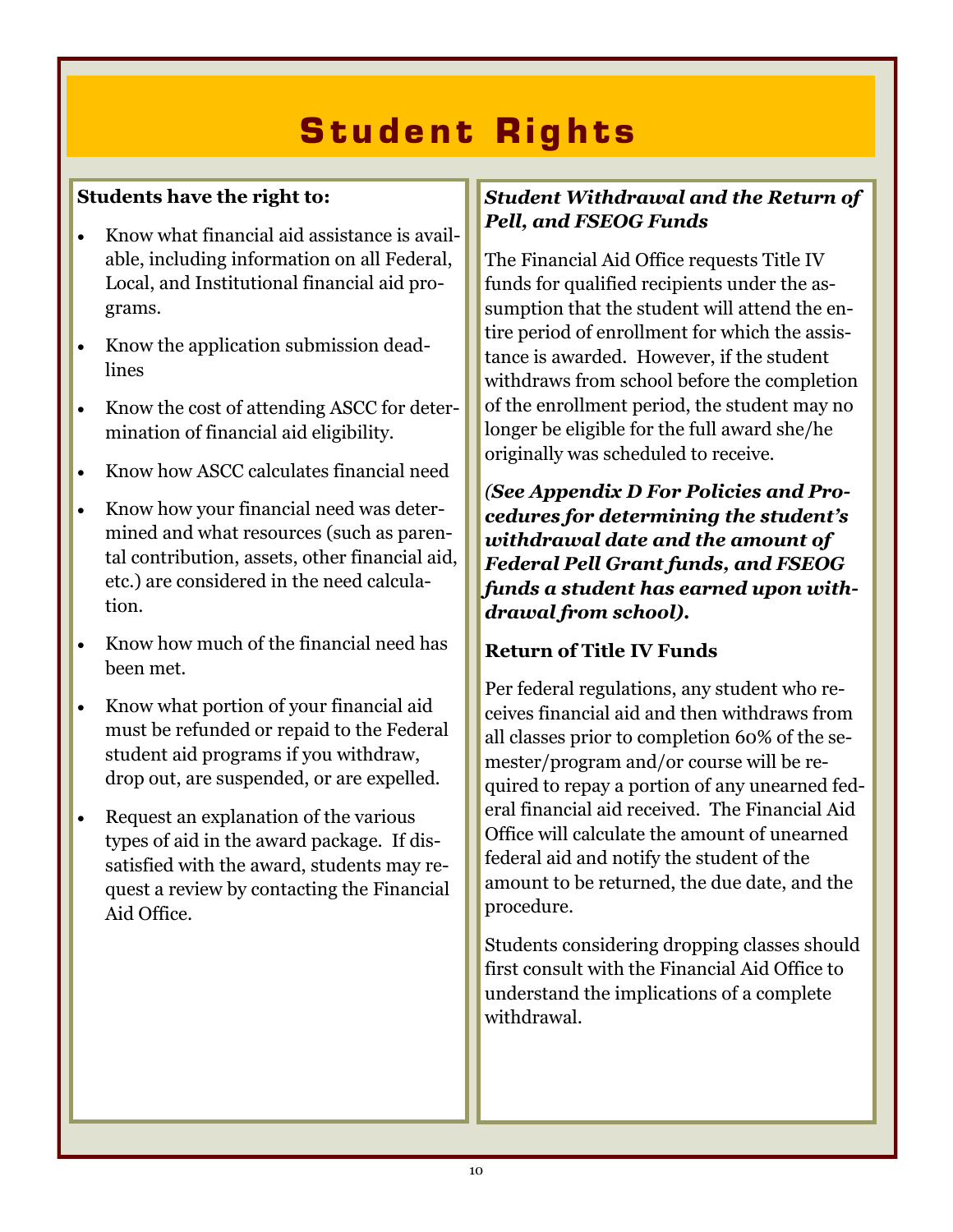# Student Rights

**Students have the right to:**

- Know what financial aid assistance is available, including information on all Federal, Local, and Institutional financial aid programs.
- Know the application submission deadlines
- Know the cost of attending ASCC for determination of financial aid eligibility.
- Know how ASCC calculates financial need
- Know how your financial need was determined and what resources (such as parental contribution, assets, other financial aid, etc.) are considered in the need calculation.
- Know how much of the financial need has been met.
- Know what portion of your financial aid must be refunded or repaid to the Federal student aid programs if you withdraw, drop out, are suspended, or are expelled.
- Request an explanation of the various types of aid in the award package. If dissatisfied with the award, students may request a review by contacting the Financial Aid Office.

***Student Withdrawal and the Return of Pell, and FSEOG Funds***

The Financial Aid Office requests Title IV funds for qualified recipients under the assumption that the student will attend the entire period of enrollment for which the assistance is awarded. However, if the student withdraws from school before the completion of the enrollment period, the student may no longer be eligible for the full award she/he originally was scheduled to receive.

***(See Appendix D For Policies and Procedures for determining the student's withdrawal date and the amount of Federal Pell Grant funds, and FSEOG funds a student has earned upon withdrawal from school).***

**Return of Title IV Funds**

Per federal regulations, any student who receives financial aid and then withdraws from all classes prior to completion 60% of the semester/program and/or course will be required to repay a portion of any unearned federal financial aid received. The Financial Aid Office will calculate the amount of unearned federal aid and notify the student of the amount to be returned, the due date, and the procedure.

Students considering dropping classes should first consult with the Financial Aid Office to understand the implications of a complete withdrawal.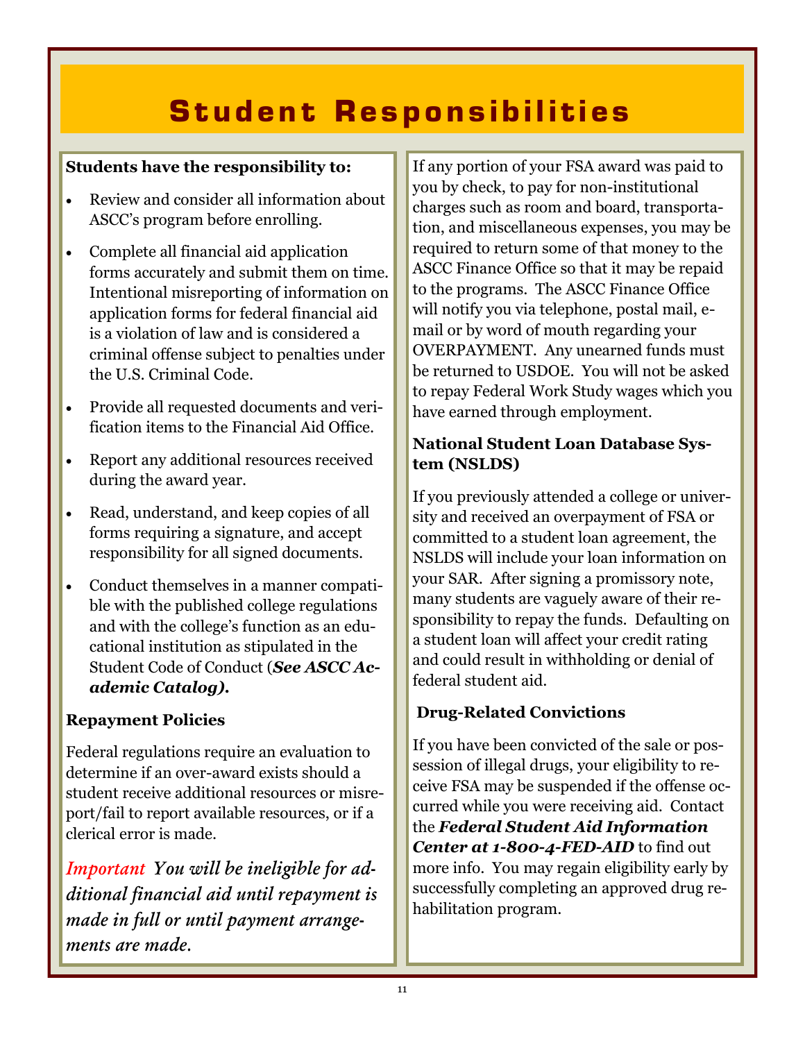# Student Responsibilities

**Students have the responsibility to:**

- Review and consider all information about ASCC's program before enrolling.
- Complete all financial aid application forms accurately and submit them on time. Intentional misreporting of information on application forms for federal financial aid is a violation of law and is considered a criminal offense subject to penalties under the U.S. Criminal Code.
- Provide all requested documents and verification items to the Financial Aid Office.
- Report any additional resources received during the award year.
- Read, understand, and keep copies of all forms requiring a signature, and accept responsibility for all signed documents.
- Conduct themselves in a manner compatible with the published college regulations and with the college's function as an educational institution as stipulated in the Student Code of Conduct (***See ASCC Academic Catalog).***

### Repayment Policies

Federal regulations require an evaluation to determine if an over-award exists should a student receive additional resources or misreport/fail to report available resources, or if a clerical error is made.

*Important You will be ineligible for additional financial aid until repayment is made in full or until payment arrangements are made.*

If any portion of your FSA award was paid to you by check, to pay for non-institutional charges such as room and board, transportation, and miscellaneous expenses, you may be required to return some of that money to the ASCC Finance Office so that it may be repaid to the programs. The ASCC Finance Office will notify you via telephone, postal mail, e-mail or by word of mouth regarding your OVERPAYMENT. Any unearned funds must be returned to USDOE. You will not be asked to repay Federal Work Study wages which you have earned through employment.

### National Student Loan Database System (NSLDS)

If you previously attended a college or university and received an overpayment of FSA or committed to a student loan agreement, the NSLDS will include your loan information on your SAR. After signing a promissory note, many students are vaguely aware of their responsibility to repay the funds. Defaulting on a student loan will affect your credit rating and could result in withholding or denial of federal student aid.

### Drug-Related Convictions

If you have been convicted of the sale or possession of illegal drugs, your eligibility to receive FSA may be suspended if the offense occurred while you were receiving aid. Contact the ***Federal Student Aid Information Center at 1-800-4-FED-AID*** to find out more info. You may regain eligibility early by successfully completing an approved drug rehabilitation program.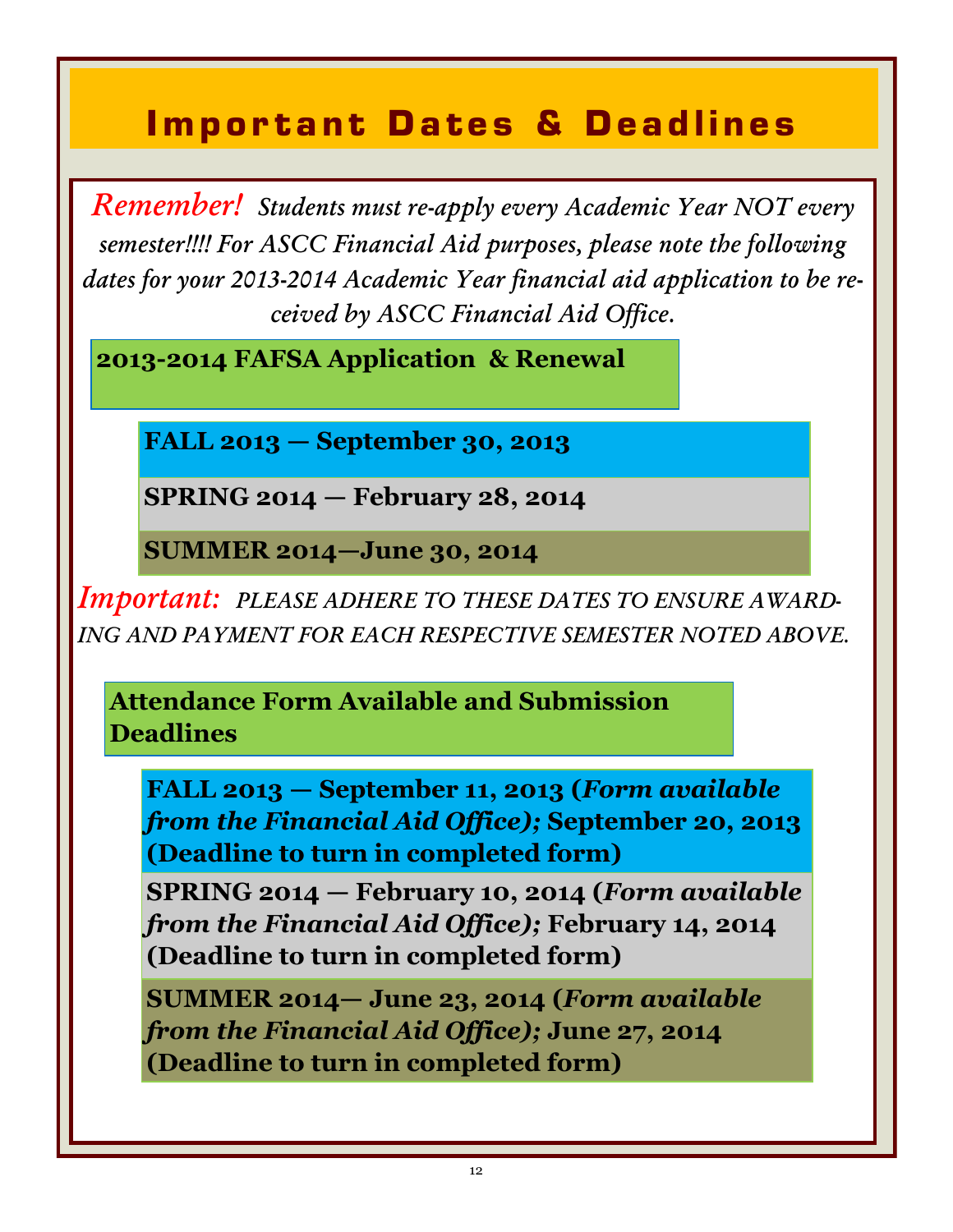# Important Dates & Deadlines

*Remember! Students must re-apply every Academic Year NOT every semester!!!! For ASCC Financial Aid purposes, please note the following dates for your 2013-2014 Academic Year financial aid application to be received by ASCC Financial Aid Office.*

## 2013-2014 FAFSA Application & Renewal

**FALL 2013 — September 30, 2013**

**SPRING 2014 — February 28, 2014**

**SUMMER 2014—June 30, 2014**

*Important: PLEASE ADHERE TO THESE DATES TO ENSURE AWARDING AND PAYMENT FOR EACH RESPECTIVE SEMESTER NOTED ABOVE.*

## Attendance Form Available and Submission Deadlines

**FALL 2013 — September 11, 2013 (*Form available from the Financial Aid Office);* September 20, 2013 (Deadline to turn in completed form)**

**SPRING 2014 — February 10, 2014 (*Form available from the Financial Aid Office);* February 14, 2014 (Deadline to turn in completed form)**

**SUMMER 2014— June 23, 2014 (*Form available from the Financial Aid Office);* June 27, 2014 (Deadline to turn in completed form)**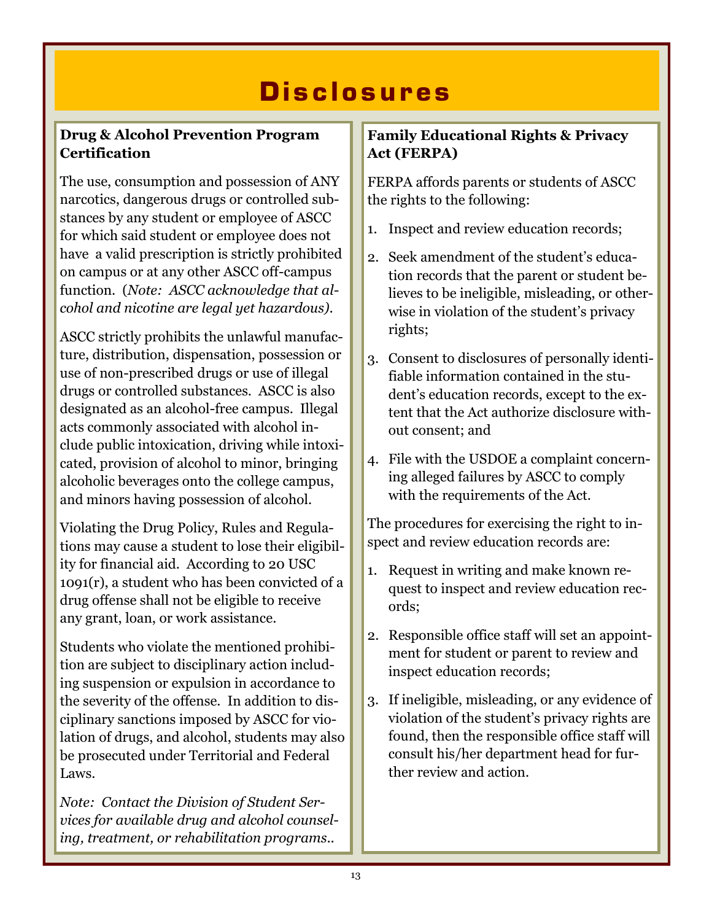# Disclosures

## Drug & Alcohol Prevention Program Certification

The use, consumption and possession of ANY narcotics, dangerous drugs or controlled substances by any student or employee of ASCC for which said student or employee does not have a valid prescription is strictly prohibited on campus or at any other ASCC off-campus function. (*Note: ASCC acknowledge that alcohol and nicotine are legal yet hazardous).*

ASCC strictly prohibits the unlawful manufacture, distribution, dispensation, possession or use of non-prescribed drugs or use of illegal drugs or controlled substances. ASCC is also designated as an alcohol-free campus. Illegal acts commonly associated with alcohol include public intoxication, driving while intoxicated, provision of alcohol to minor, bringing alcoholic beverages onto the college campus, and minors having possession of alcohol.

Violating the Drug Policy, Rules and Regulations may cause a student to lose their eligibility for financial aid. According to 20 USC 1091(r), a student who has been convicted of a drug offense shall not be eligible to receive any grant, loan, or work assistance.

Students who violate the mentioned prohibition are subject to disciplinary action including suspension or expulsion in accordance to the severity of the offense. In addition to disciplinary sanctions imposed by ASCC for violation of drugs, and alcohol, students may also be prosecuted under Territorial and Federal Laws.

*Note: Contact the Division of Student Services for available drug and alcohol counseling, treatment, or rehabilitation programs..*

## Family Educational Rights & Privacy Act (FERPA)

FERPA affords parents or students of ASCC the rights to the following:

1. Inspect and review education records;
2. Seek amendment of the student's education records that the parent or student believes to be ineligible, misleading, or otherwise in violation of the student's privacy rights;
3. Consent to disclosures of personally identifiable information contained in the student's education records, except to the extent that the Act authorize disclosure without consent; and
4. File with the USDOE a complaint concerning alleged failures by ASCC to comply with the requirements of the Act.

The procedures for exercising the right to inspect and review education records are:

1. Request in writing and make known request to inspect and review education records;
2. Responsible office staff will set an appointment for student or parent to review and inspect education records;
3. If ineligible, misleading, or any evidence of violation of the student's privacy rights are found, then the responsible office staff will consult his/her department head for further review and action.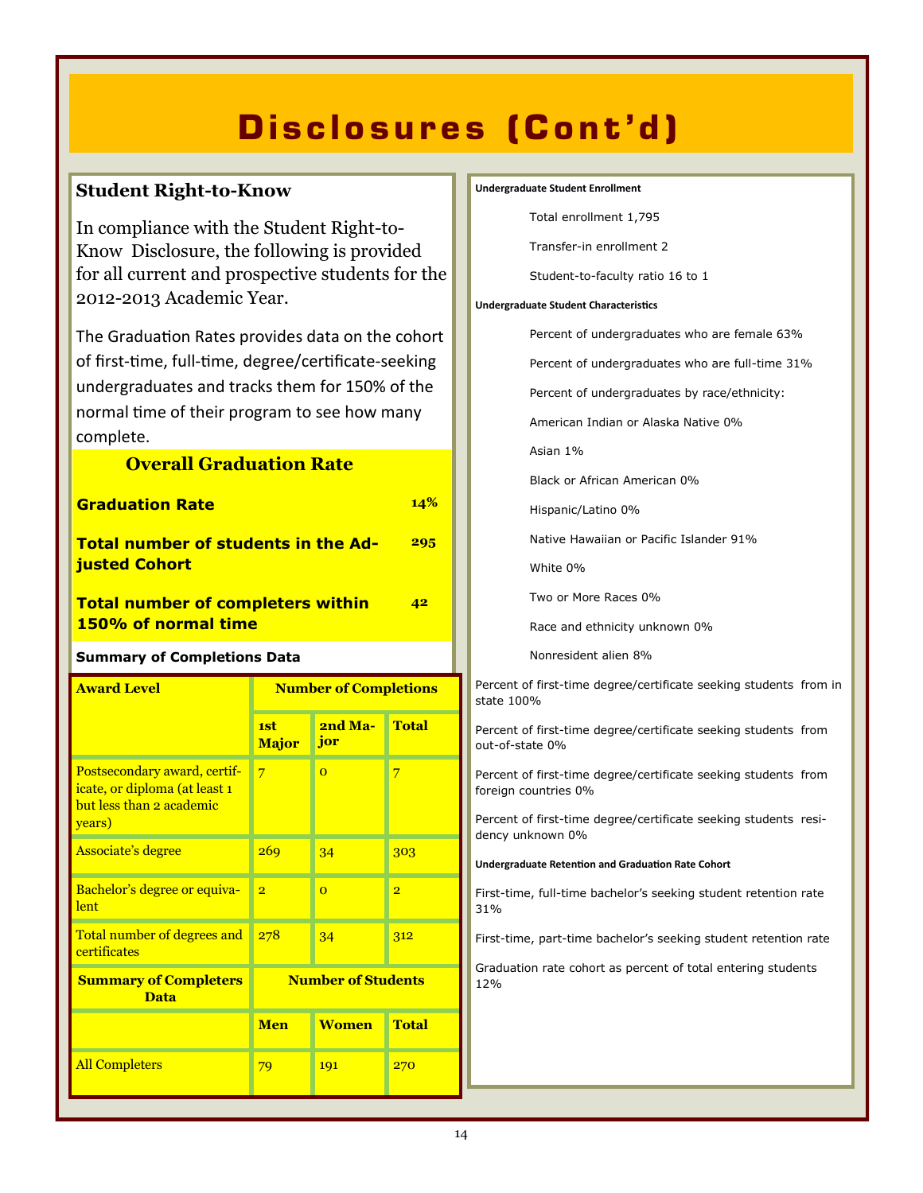# Disclosures (Cont'd)

## Student Right-to-Know

In compliance with the Student Right-to-Know Disclosure, the following is provided for all current and prospective students for the 2012-2013 Academic Year.

The Graduation Rates provides data on the cohort of first-time, full-time, degree/certificate-seeking undergraduates and tracks them for 150% of the normal time of their program to see how many complete.

### Overall Graduation Rate

| | |
|---|---|
| **Graduation Rate** | **14%** |
| **Total number of students in the Adjusted Cohort** | **295** |
| **Total number of completers within 150% of normal time** | **42** |

**Summary of Completions Data**

| Award Level | Number of Completions | | |
|---|---|---|---|
| | 1st Major | 2nd Major | Total |
| Postsecondary award, certificate, or diploma (at least 1 but less than 2 academic years) | 7 | 0 | 7 |
| Associate's degree | 269 | 34 | 303 |
| Bachelor's degree or equivalent | 2 | 0 | 2 |
| Total number of degrees and certificates | 278 | 34 | 312 |

| Summary of Completers Data | Number of Students | | |
|---|---|---|---|
| | Men | Women | Total |
| All Completers | 79 | 191 | 270 |

**Undergraduate Student Enrollment**

Total enrollment 1,795

Transfer-in enrollment 2

Student-to-faculty ratio 16 to 1

**Undergraduate Student Characteristics**

Percent of undergraduates who are female 63%

Percent of undergraduates who are full-time 31%

Percent of undergraduates by race/ethnicity:

American Indian or Alaska Native 0%

Asian 1%

Black or African American 0%

Hispanic/Latino 0%

Native Hawaiian or Pacific Islander 91%

White 0%

Two or More Races 0%

Race and ethnicity unknown 0%

Nonresident alien 8%

Percent of first-time degree/certificate seeking students from in state 100%

Percent of first-time degree/certificate seeking students from out-of-state 0%

Percent of first-time degree/certificate seeking students from foreign countries 0%

Percent of first-time degree/certificate seeking students residency unknown 0%

**Undergraduate Retention and Graduation Rate Cohort**

First-time, full-time bachelor's seeking student retention rate 31%

First-time, part-time bachelor's seeking student retention rate

Graduation rate cohort as percent of total entering students 12%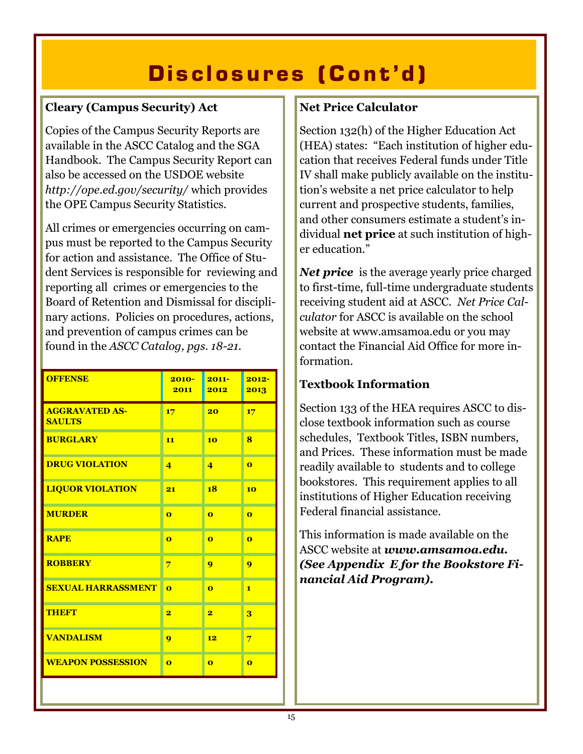# Disclosures (Cont'd)

### Cleary (Campus Security) Act

Copies of the Campus Security Reports are available in the ASCC Catalog and the SGA Handbook. The Campus Security Report can also be accessed on the USDOE website *http://ope.ed.gov/security/* which provides the OPE Campus Security Statistics.

All crimes or emergencies occurring on campus must be reported to the Campus Security for action and assistance. The Office of Student Services is responsible for reviewing and reporting all crimes or emergencies to the Board of Retention and Dismissal for disciplinary actions. Policies on procedures, actions, and prevention of campus crimes can be found in the *ASCC Catalog, pgs. 18-21.*

| OFFENSE | 2010-2011 | 2011-2012 | 2012-2013 |
|---|---|---|---|
| AGGRAVATED ASSAULTS | 17 | 20 | 17 |
| BURGLARY | 11 | 10 | 8 |
| DRUG VIOLATION | 4 | 4 | 0 |
| LIQUOR VIOLATION | 21 | 18 | 10 |
| MURDER | 0 | 0 | 0 |
| RAPE | 0 | 0 | 0 |
| ROBBERY | 7 | 9 | 9 |
| SEXUAL HARRASSMENT | 0 | 0 | 1 |
| THEFT | 2 | 2 | 3 |
| VANDALISM | 9 | 12 | 7 |
| WEAPON POSSESSION | 0 | 0 | 0 |

### Net Price Calculator

Section 132(h) of the Higher Education Act (HEA) states: "Each institution of higher education that receives Federal funds under Title IV shall make publicly available on the institution's website a net price calculator to help current and prospective students, families, and other consumers estimate a student's individual **net price** at such institution of higher education."

***Net price*** is the average yearly price charged to first-time, full-time undergraduate students receiving student aid at ASCC. *Net Price Calculator* for ASCC is available on the school website at www.amsamoa.edu or you may contact the Financial Aid Office for more information.

### Textbook Information

Section 133 of the HEA requires ASCC to disclose textbook information such as course schedules, Textbook Titles, ISBN numbers, and Prices. These information must be made readily available to students and to college bookstores. This requirement applies to all institutions of Higher Education receiving Federal financial assistance.

This information is made available on the ASCC website at ***www.amsamoa.edu. (See Appendix E for the Bookstore Financial Aid Program).***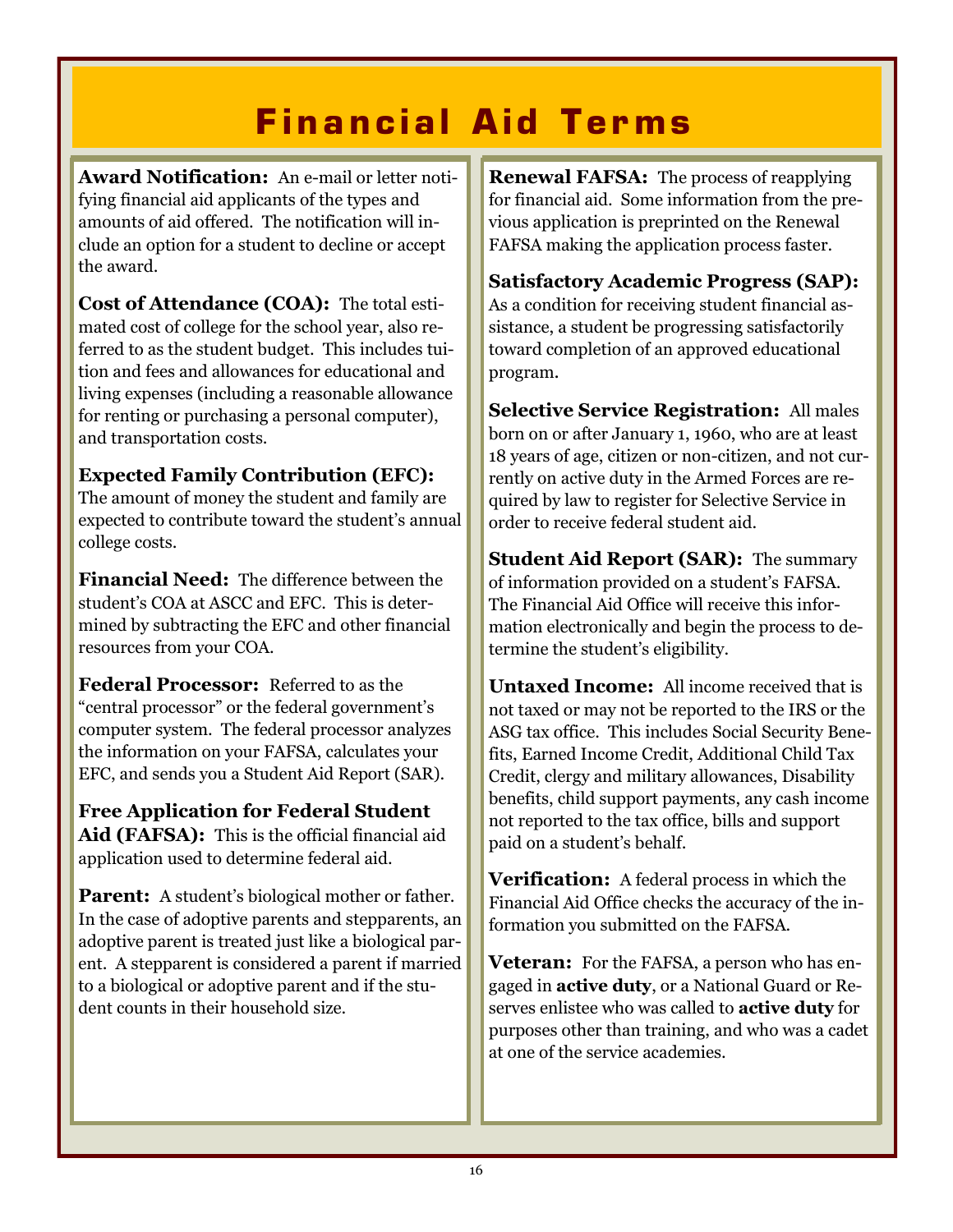# Financial Aid Terms

**Award Notification:** An e-mail or letter notifying financial aid applicants of the types and amounts of aid offered. The notification will include an option for a student to decline or accept the award.

**Cost of Attendance (COA):** The total estimated cost of college for the school year, also referred to as the student budget. This includes tuition and fees and allowances for educational and living expenses (including a reasonable allowance for renting or purchasing a personal computer), and transportation costs.

**Expected Family Contribution (EFC):** The amount of money the student and family are expected to contribute toward the student's annual college costs.

**Financial Need:** The difference between the student's COA at ASCC and EFC. This is determined by subtracting the EFC and other financial resources from your COA.

**Federal Processor:** Referred to as the "central processor" or the federal government's computer system. The federal processor analyzes the information on your FAFSA, calculates your EFC, and sends you a Student Aid Report (SAR).

**Free Application for Federal Student Aid (FAFSA):** This is the official financial aid application used to determine federal aid.

**Parent:** A student's biological mother or father. In the case of adoptive parents and stepparents, an adoptive parent is treated just like a biological parent. A stepparent is considered a parent if married to a biological or adoptive parent and if the student counts in their household size.

**Renewal FAFSA:** The process of reapplying for financial aid. Some information from the previous application is preprinted on the Renewal FAFSA making the application process faster.

**Satisfactory Academic Progress (SAP):** As a condition for receiving student financial assistance, a student be progressing satisfactorily toward completion of an approved educational program.

**Selective Service Registration:** All males born on or after January 1, 1960, who are at least 18 years of age, citizen or non-citizen, and not currently on active duty in the Armed Forces are required by law to register for Selective Service in order to receive federal student aid.

**Student Aid Report (SAR):** The summary of information provided on a student's FAFSA. The Financial Aid Office will receive this information electronically and begin the process to determine the student's eligibility.

**Untaxed Income:** All income received that is not taxed or may not be reported to the IRS or the ASG tax office. This includes Social Security Benefits, Earned Income Credit, Additional Child Tax Credit, clergy and military allowances, Disability benefits, child support payments, any cash income not reported to the tax office, bills and support paid on a student's behalf.

**Verification:** A federal process in which the Financial Aid Office checks the accuracy of the information you submitted on the FAFSA.

**Veteran:** For the FAFSA, a person who has engaged in **active duty**, or a National Guard or Reserves enlistee who was called to **active duty** for purposes other than training, and who was a cadet at one of the service academies.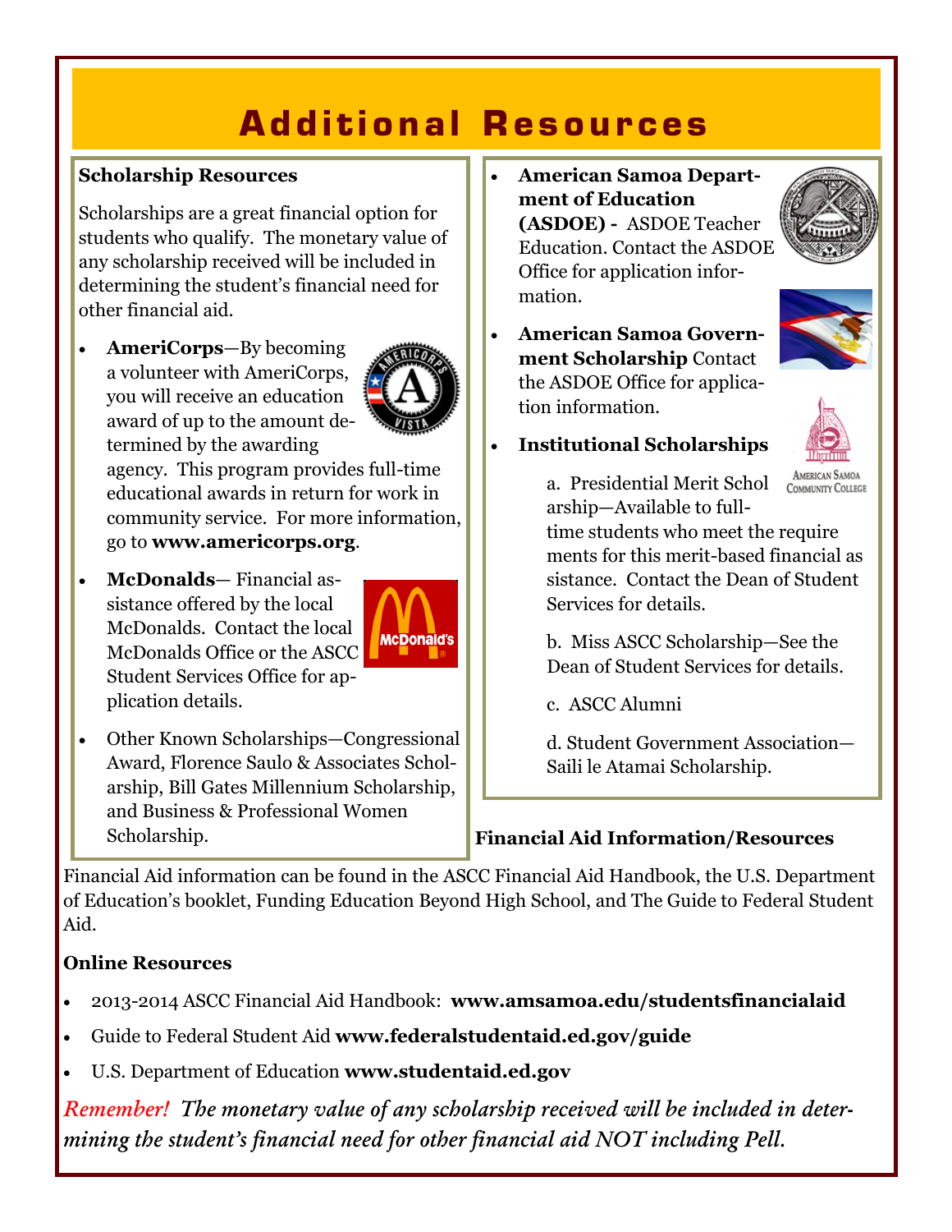# Additional Resources

**Scholarship Resources**

Scholarships are a great financial option for students who qualify. The monetary value of any scholarship received will be included in determining the student's financial need for other financial aid.

- **AmeriCorps**—By becoming a volunteer with AmeriCorps, you will receive an education award of up to the amount determined by the awarding agency. This program provides full-time educational awards in return for work in community service. For more information, go to **www.americorps.org**.
- **McDonalds**— Financial assistance offered by the local McDonalds. Contact the local McDonalds Office or the ASCC Student Services Office for application details.
- Other Known Scholarships—Congressional Award, Florence Saulo & Associates Scholarship, Bill Gates Millennium Scholarship, and Business & Professional Women Scholarship.
- **American Samoa Department of Education (ASDOE) -** ASDOE Teacher Education. Contact the ASDOE Office for application information.
- **American Samoa Government Scholarship** Contact the ASDOE Office for application information.
- **Institutional Scholarships**

  a. Presidential Merit Scholarship—Available to full-time students who meet the requirements for this merit-based financial assistance. Contact the Dean of Student Services for details.

  b. Miss ASCC Scholarship—See the Dean of Student Services for details.

  c. ASCC Alumni

  d. Student Government Association—Saili le Atamai Scholarship.

**Financial Aid Information/Resources**

Financial Aid information can be found in the ASCC Financial Aid Handbook, the U.S. Department of Education's booklet, Funding Education Beyond High School, and The Guide to Federal Student Aid.

**Online Resources**

- 2013-2014 ASCC Financial Aid Handbook: **www.amsamoa.edu/studentsfinancialaid**
- Guide to Federal Student Aid **www.federalstudentaid.ed.gov/guide**
- U.S. Department of Education **www.studentaid.ed.gov**

*Remember! The monetary value of any scholarship received will be included in determining the student's financial need for other financial aid NOT including Pell.*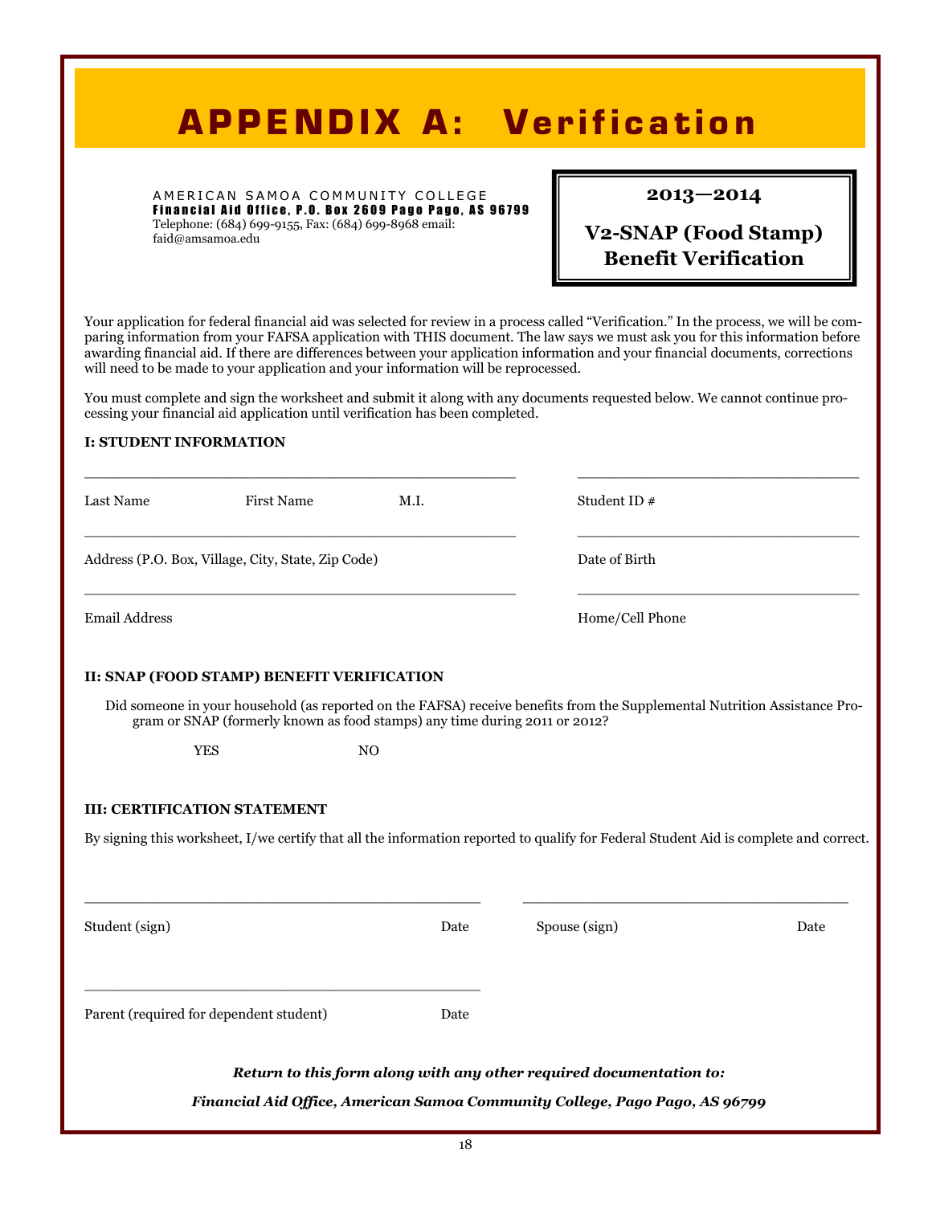# APPENDIX A: Verification

AMERICAN SAMOA COMMUNITY COLLEGE
**Financial Aid Office, P.O. Box 2609 Pago Pago, AS 96799**
Telephone: (684) 699-9155, Fax: (684) 699-8968 email: faid@amsamoa.edu

**2013—2014**

**V2-SNAP (Food Stamp) Benefit Verification**

Your application for federal financial aid was selected for review in a process called "Verification." In the process, we will be comparing information from your FAFSA application with THIS document. The law says we must ask you for this information before awarding financial aid. If there are differences between your application information and your financial documents, corrections will need to be made to your application and your information will be reprocessed.

You must complete and sign the worksheet and submit it along with any documents requested below. We cannot continue processing your financial aid application until verification has been completed.

**I: STUDENT INFORMATION**

_______________________________________________ &nbsp;&nbsp; ______________________________

Last Name &nbsp;&nbsp;&nbsp;&nbsp; First Name &nbsp;&nbsp;&nbsp;&nbsp; M.I. &nbsp;&nbsp;&nbsp;&nbsp; Student ID #

_______________________________________________ &nbsp;&nbsp; ______________________________

Address (P.O. Box, Village, City, State, Zip Code) &nbsp;&nbsp;&nbsp;&nbsp; Date of Birth

_______________________________________________ &nbsp;&nbsp; ______________________________

Email Address &nbsp;&nbsp;&nbsp;&nbsp; Home/Cell Phone

**II: SNAP (FOOD STAMP) BENEFIT VERIFICATION**

Did someone in your household (as reported on the FAFSA) receive benefits from the Supplemental Nutrition Assistance Program or SNAP (formerly known as food stamps) any time during 2011 or 2012?

YES &nbsp;&nbsp;&nbsp;&nbsp;&nbsp;&nbsp;&nbsp;&nbsp; NO

**III: CERTIFICATION STATEMENT**

By signing this worksheet, I/we certify that all the information reported to qualify for Federal Student Aid is complete and correct.

_______________________________________________ &nbsp;&nbsp; ______________________________________

Student (sign) &nbsp;&nbsp;&nbsp;&nbsp; Date &nbsp;&nbsp;&nbsp;&nbsp; Spouse (sign) &nbsp;&nbsp;&nbsp;&nbsp; Date

_______________________________________________

Parent (required for dependent student) &nbsp;&nbsp;&nbsp;&nbsp; Date

***Return to this form along with any other required documentation to:***

***Financial Aid Office, American Samoa Community College, Pago Pago, AS 96799***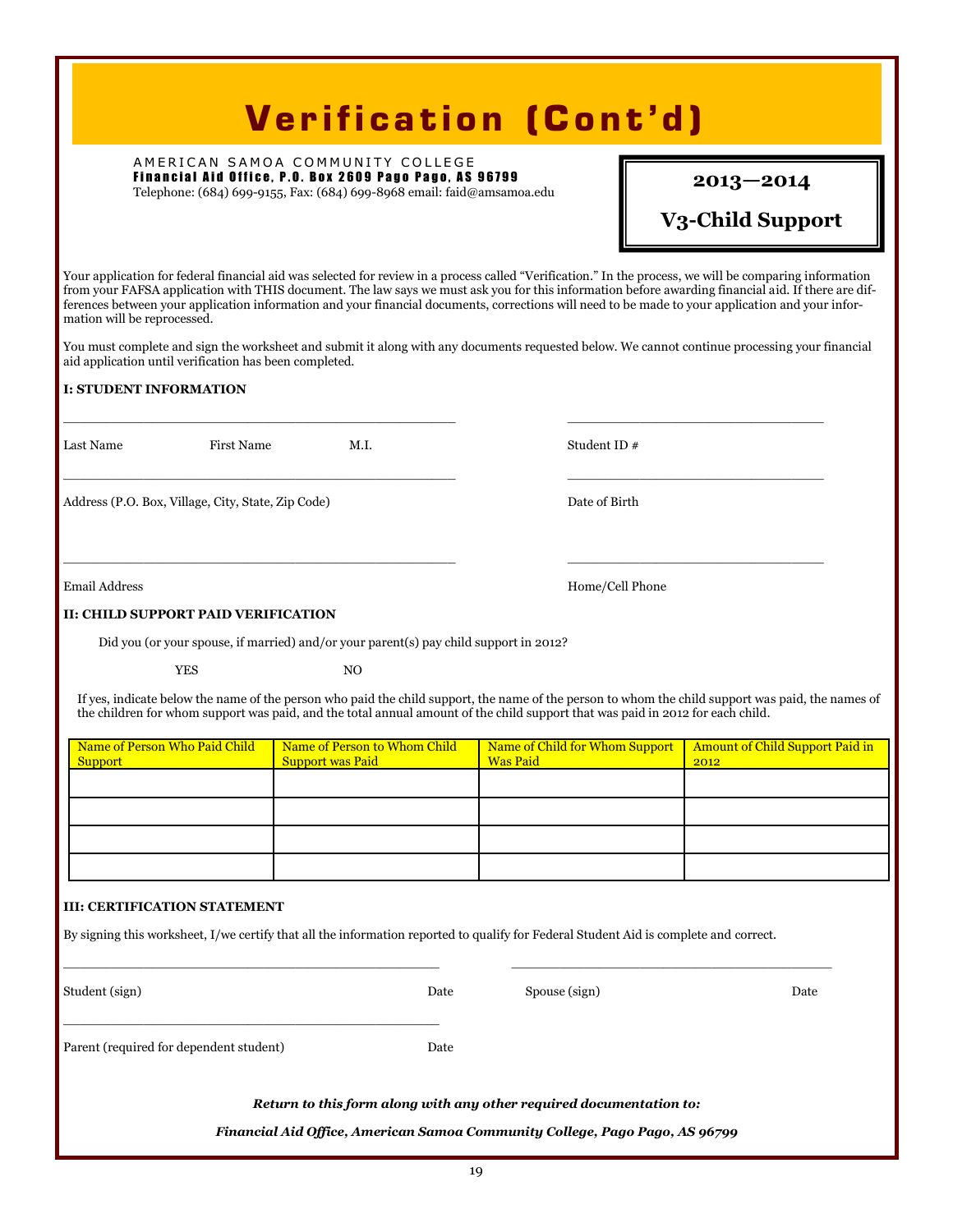# Verification (Cont'd)

AMERICAN SAMOA COMMUNITY COLLEGE
**Financial Aid Office, P.O. Box 2609 Pago Pago, AS 96799**
Telephone: (684) 699-9155, Fax: (684) 699-8968 email: faid@amsamoa.edu

**2013—2014**

**V3-Child Support**

Your application for federal financial aid was selected for review in a process called "Verification." In the process, we will be comparing information from your FAFSA application with THIS document. The law says we must ask you for this information before awarding financial aid. If there are differences between your application information and your financial documents, corrections will need to be made to your application and your information will be reprocessed.

You must complete and sign the worksheet and submit it along with any documents requested below. We cannot continue processing your financial aid application until verification has been completed.

**I: STUDENT INFORMATION**

_______________________________________________ _______________________________

Last Name First Name M.I. Student ID #

_______________________________________________ _______________________________

Address (P.O. Box, Village, City, State, Zip Code) Date of Birth

_______________________________________________ _______________________________

Email Address Home/Cell Phone

**II: CHILD SUPPORT PAID VERIFICATION**

Did you (or your spouse, if married) and/or your parent(s) pay child support in 2012?

YES NO

If yes, indicate below the name of the person who paid the child support, the name of the person to whom the child support was paid, the names of the children for whom support was paid, and the total annual amount of the child support that was paid in 2012 for each child.

| Name of Person Who Paid Child Support | Name of Person to Whom Child Support was Paid | Name of Child for Whom Support Was Paid | Amount of Child Support Paid in 2012 |
|---|---|---|---|
| | | | |
| | | | |
| | | | |
| | | | |

**III: CERTIFICATION STATEMENT**

By signing this worksheet, I/we certify that all the information reported to qualify for Federal Student Aid is complete and correct.

_______________________________________________ _______________________________________

Student (sign) Date Spouse (sign) Date

_______________________________________________

Parent (required for dependent student) Date

***Return to this form along with any other required documentation to:***

***Financial Aid Office, American Samoa Community College, Pago Pago, AS 96799***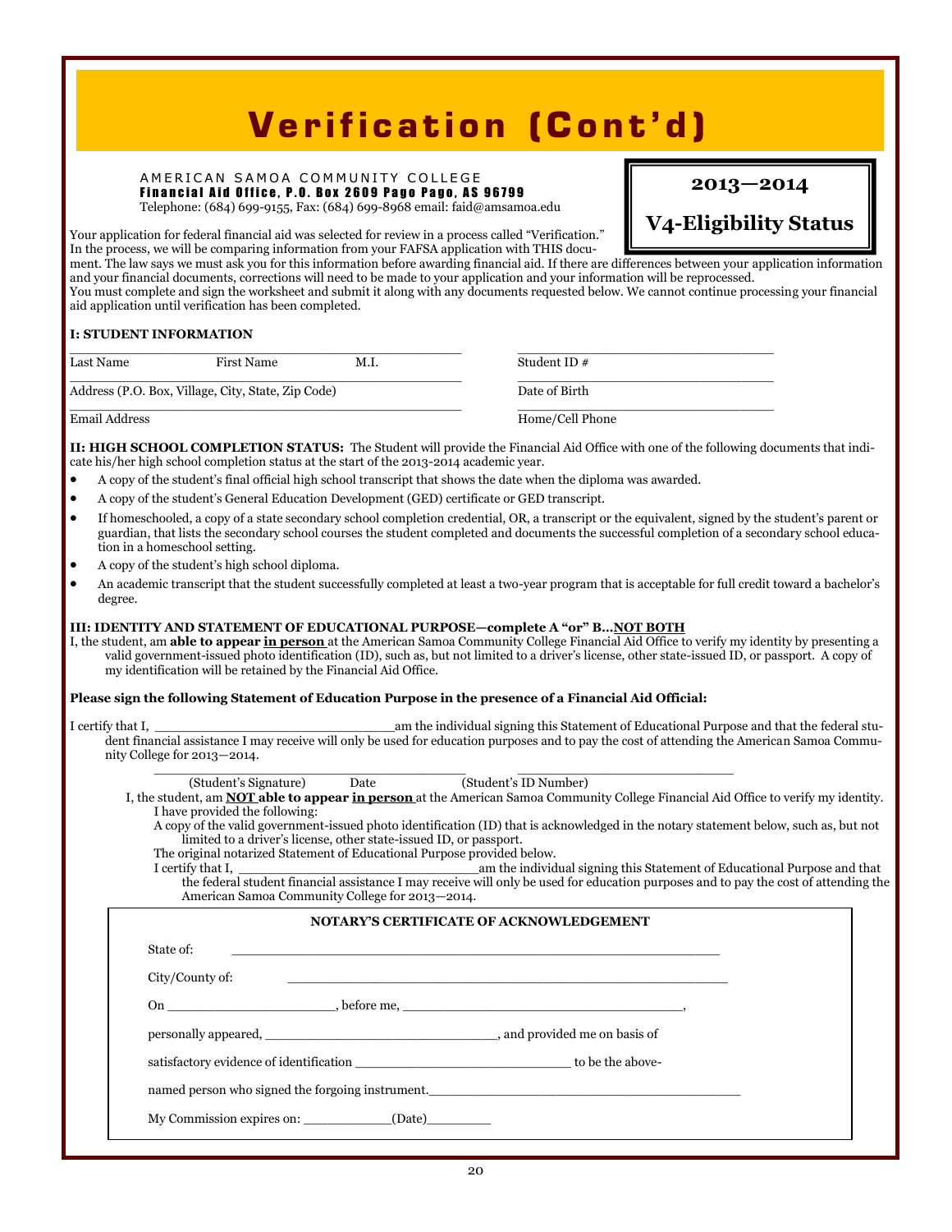# Verification (Cont'd)

AMERICAN SAMOA COMMUNITY COLLEGE
**Financial Aid Office, P.O. Box 2609 Pago Pago, AS 96799**
Telephone: (684) 699-9155, Fax: (684) 699-8968 email: faid@amsamoa.edu

**2013—2014**

**V4-Eligibility Status**

Your application for federal financial aid was selected for review in a process called "Verification." In the process, we will be comparing information from your FAFSA application with THIS document. The law says we must ask you for this information before awarding financial aid. If there are differences between your application information and your financial documents, corrections will need to be made to your application and your information will be reprocessed.
You must complete and sign the worksheet and submit it along with any documents requested below. We cannot continue processing your financial aid application until verification has been completed.

**I: STUDENT INFORMATION**

\_\_\_\_\_\_\_\_\_\_\_\_\_\_\_\_\_\_\_\_\_\_\_\_\_\_\_\_\_\_\_\_\_\_\_\_\_\_\_\_\_\_ \_\_\_\_\_\_\_\_\_\_\_\_\_\_\_\_\_\_\_\_\_\_\_\_\_\_\_\_
Last Name First Name M.I. Student ID #

\_\_\_\_\_\_\_\_\_\_\_\_\_\_\_\_\_\_\_\_\_\_\_\_\_\_\_\_\_\_\_\_\_\_\_\_\_\_\_\_\_\_ \_\_\_\_\_\_\_\_\_\_\_\_\_\_\_\_\_\_\_\_\_\_\_\_\_\_\_\_
Address (P.O. Box, Village, City, State, Zip Code) Date of Birth

\_\_\_\_\_\_\_\_\_\_\_\_\_\_\_\_\_\_\_\_\_\_\_\_\_\_\_\_\_\_\_\_\_\_\_\_\_\_\_\_\_\_ \_\_\_\_\_\_\_\_\_\_\_\_\_\_\_\_\_\_\_\_\_\_\_\_\_\_\_\_
Email Address Home/Cell Phone

**II: HIGH SCHOOL COMPLETION STATUS:** The Student will provide the Financial Aid Office with one of the following documents that indicate his/her high school completion status at the start of the 2013-2014 academic year.

- A copy of the student's final official high school transcript that shows the date when the diploma was awarded.
- A copy of the student's General Education Development (GED) certificate or GED transcript.
- If homeschooled, a copy of a state secondary school completion credential, OR, a transcript or the equivalent, signed by the student's parent or guardian, that lists the secondary school courses the student completed and documents the successful completion of a secondary school education in a homeschool setting.
- A copy of the student's high school diploma.
- An academic transcript that the student successfully completed at least a two-year program that is acceptable for full credit toward a bachelor's degree.

**III: IDENTITY AND STATEMENT OF EDUCATIONAL PURPOSE—complete A "or" B…NOT BOTH**

I, the student, am **able to appear in person** at the American Samoa Community College Financial Aid Office to verify my identity by presenting a valid government-issued photo identification (ID), such as, but not limited to a driver's license, other state-issued ID, or passport. A copy of my identification will be retained by the Financial Aid Office.

**Please sign the following Statement of Education Purpose in the presence of a Financial Aid Official:**

I certify that I, \_\_\_\_\_\_\_\_\_\_\_\_\_\_\_\_\_\_\_\_\_\_\_\_\_\_\_\_\_\_am the individual signing this Statement of Educational Purpose and that the federal student financial assistance I may receive will only be used for education purposes and to pay the cost of attending the American Samoa Community College for 2013—2014.

\_\_\_\_\_\_\_\_\_\_\_\_\_\_\_\_\_\_\_\_\_\_\_\_\_\_\_\_\_\_\_\_\_\_\_\_\_\_ \_\_\_\_\_\_\_\_\_\_\_\_\_\_\_\_\_\_\_\_\_\_\_\_\_\_\_\_
(Student's Signature) Date (Student's ID Number)

I, the student, am **NOT able to appear in person** at the American Samoa Community College Financial Aid Office to verify my identity. I have provided the following:

A copy of the valid government-issued photo identification (ID) that is acknowledged in the notary statement below, such as, but not limited to a driver's license, other state-issued ID, or passport.

The original notarized Statement of Educational Purpose provided below.

I certify that I, \_\_\_\_\_\_\_\_\_\_\_\_\_\_\_\_\_\_\_\_\_\_\_\_\_\_\_\_\_\_am the individual signing this Statement of Educational Purpose and that the federal student financial assistance I may receive will only be used for education purposes and to pay the cost of attending the American Samoa Community College for 2013—2014.

**NOTARY'S CERTIFICATE OF ACKNOWLEDGEMENT**

State of: \_\_\_\_\_\_\_\_\_\_\_\_\_\_\_\_\_\_\_\_\_\_\_\_\_\_\_\_\_\_\_\_\_\_\_\_\_\_\_\_\_\_\_\_\_\_\_\_\_\_\_\_\_\_

City/County of: \_\_\_\_\_\_\_\_\_\_\_\_\_\_\_\_\_\_\_\_\_\_\_\_\_\_\_\_\_\_\_\_\_\_\_\_\_\_\_\_\_\_\_\_\_\_\_\_\_\_

On \_\_\_\_\_\_\_\_\_\_\_\_\_\_\_\_\_\_\_\_\_, before me, \_\_\_\_\_\_\_\_\_\_\_\_\_\_\_\_\_\_\_\_\_\_\_\_\_\_\_\_\_\_\_\_\_\_\_\_,

personally appeared, \_\_\_\_\_\_\_\_\_\_\_\_\_\_\_\_\_\_\_\_\_\_\_\_\_\_\_\_\_\_, and provided me on basis of

satisfactory evidence of identification \_\_\_\_\_\_\_\_\_\_\_\_\_\_\_\_\_\_\_\_\_\_\_\_\_\_\_ to be the above-

named person who signed the forgoing instrument.\_\_\_\_\_\_\_\_\_\_\_\_\_\_\_\_\_\_\_\_\_\_\_\_\_\_\_\_\_\_\_\_\_\_\_\_\_\_\_\_

My Commission expires on: \_\_\_\_\_\_\_\_\_\_\_(Date)\_\_\_\_\_\_\_\_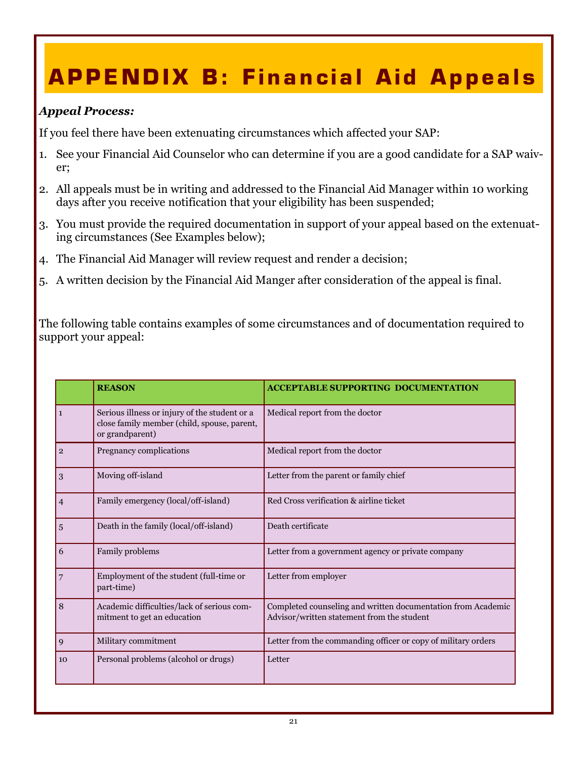# APPENDIX B: Financial Aid Appeals

***Appeal Process:***

If you feel there have been extenuating circumstances which affected your SAP:

1. See your Financial Aid Counselor who can determine if you are a good candidate for a SAP waiver;
2. All appeals must be in writing and addressed to the Financial Aid Manager within 10 working days after you receive notification that your eligibility has been suspended;
3. You must provide the required documentation in support of your appeal based on the extenuating circumstances (See Examples below);
4. The Financial Aid Manager will review request and render a decision;
5. A written decision by the Financial Aid Manger after consideration of the appeal is final.

The following table contains examples of some circumstances and of documentation required to support your appeal:

| | REASON | ACCEPTABLE SUPPORTING DOCUMENTATION |
|---|---|---|
| 1 | Serious illness or injury of the student or a close family member (child, spouse, parent, or grandparent) | Medical report from the doctor |
| 2 | Pregnancy complications | Medical report from the doctor |
| 3 | Moving off-island | Letter from the parent or family chief |
| 4 | Family emergency (local/off-island) | Red Cross verification & airline ticket |
| 5 | Death in the family (local/off-island) | Death certificate |
| 6 | Family problems | Letter from a government agency or private company |
| 7 | Employment of the student (full-time or part-time) | Letter from employer |
| 8 | Academic difficulties/lack of serious commitment to get an education | Completed counseling and written documentation from Academic Advisor/written statement from the student |
| 9 | Military commitment | Letter from the commanding officer or copy of military orders |
| 10 | Personal problems (alcohol or drugs) | Letter |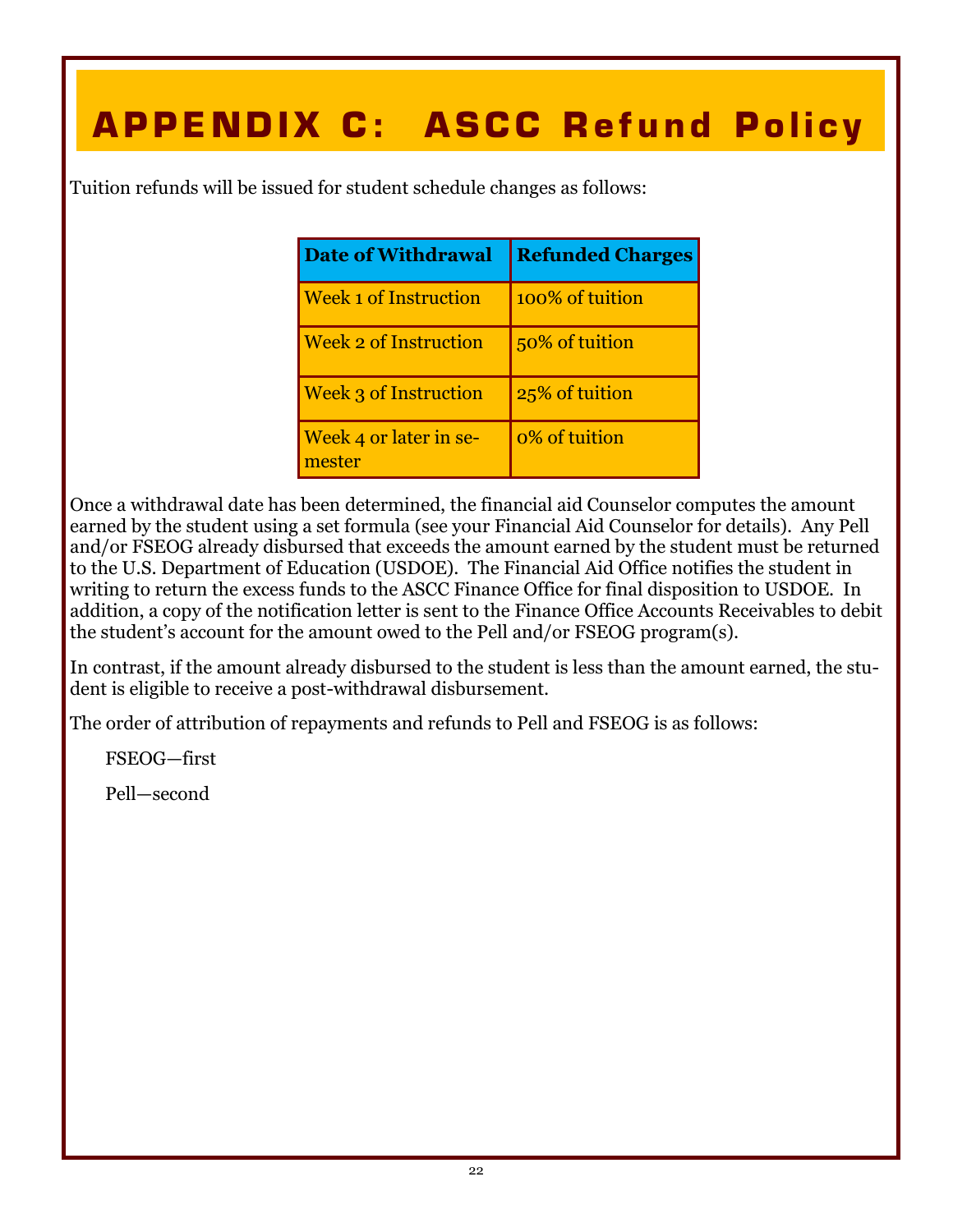# APPENDIX C: ASCC Refund Policy

Tuition refunds will be issued for student schedule changes as follows:

| Date of Withdrawal | Refunded Charges |
|---|---|
| Week 1 of Instruction | 100% of tuition |
| Week 2 of Instruction | 50% of tuition |
| Week 3 of Instruction | 25% of tuition |
| Week 4 or later in semester | 0% of tuition |

Once a withdrawal date has been determined, the financial aid Counselor computes the amount earned by the student using a set formula (see your Financial Aid Counselor for details). Any Pell and/or FSEOG already disbursed that exceeds the amount earned by the student must be returned to the U.S. Department of Education (USDOE). The Financial Aid Office notifies the student in writing to return the excess funds to the ASCC Finance Office for final disposition to USDOE. In addition, a copy of the notification letter is sent to the Finance Office Accounts Receivables to debit the student's account for the amount owed to the Pell and/or FSEOG program(s).

In contrast, if the amount already disbursed to the student is less than the amount earned, the student is eligible to receive a post-withdrawal disbursement.

The order of attribution of repayments and refunds to Pell and FSEOG is as follows:

FSEOG—first

Pell—second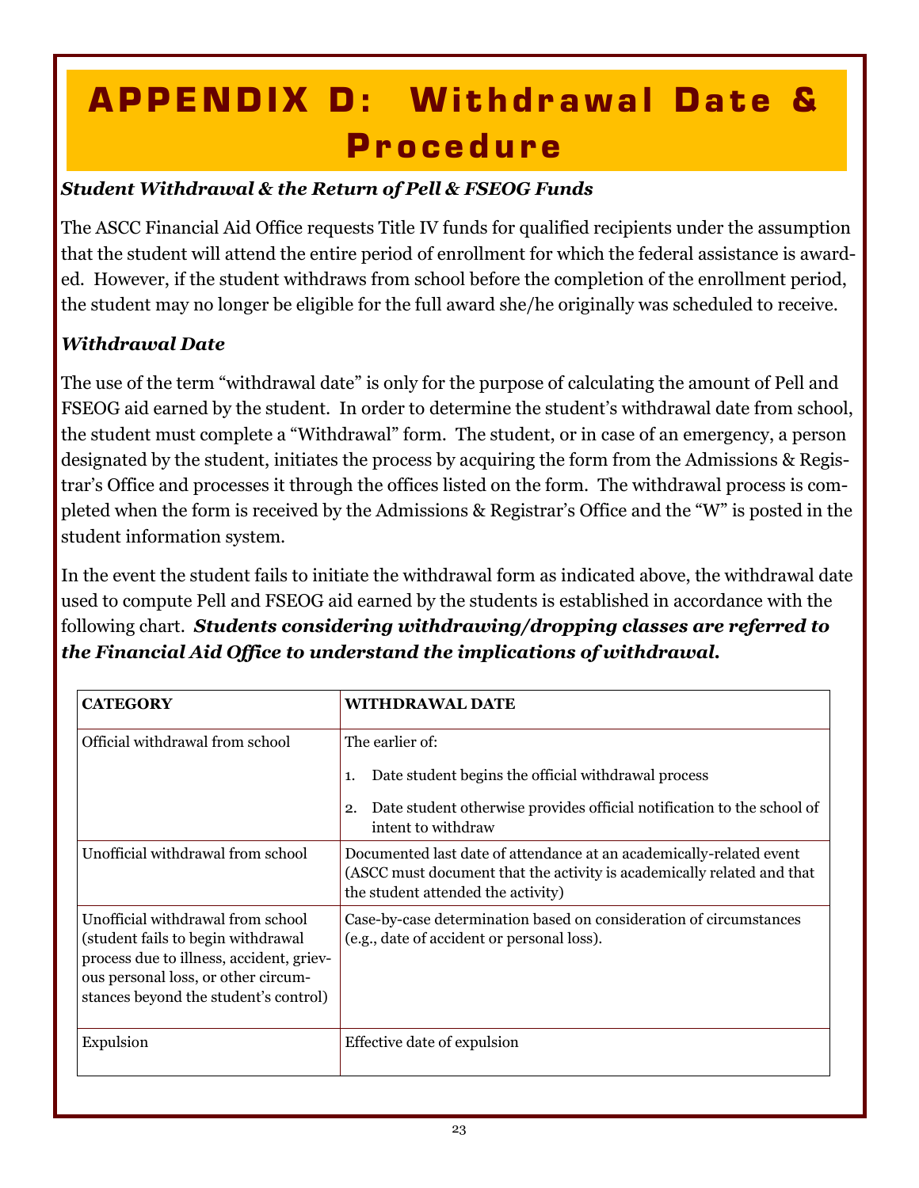# APPENDIX D: Withdrawal Date & Procedure

### *Student Withdrawal & the Return of Pell & FSEOG Funds*

The ASCC Financial Aid Office requests Title IV funds for qualified recipients under the assumption that the student will attend the entire period of enrollment for which the federal assistance is awarded. However, if the student withdraws from school before the completion of the enrollment period, the student may no longer be eligible for the full award she/he originally was scheduled to receive.

### *Withdrawal Date*

The use of the term "withdrawal date" is only for the purpose of calculating the amount of Pell and FSEOG aid earned by the student. In order to determine the student's withdrawal date from school, the student must complete a "Withdrawal" form. The student, or in case of an emergency, a person designated by the student, initiates the process by acquiring the form from the Admissions & Registrar's Office and processes it through the offices listed on the form. The withdrawal process is completed when the form is received by the Admissions & Registrar's Office and the "W" is posted in the student information system.

In the event the student fails to initiate the withdrawal form as indicated above, the withdrawal date used to compute Pell and FSEOG aid earned by the students is established in accordance with the following chart. ***Students considering withdrawing/dropping classes are referred to the Financial Aid Office to understand the implications of withdrawal.***

| CATEGORY | WITHDRAWAL DATE |
|---|---|
| Official withdrawal from school | The earlier of: 1. Date student begins the official withdrawal process 2. Date student otherwise provides official notification to the school of intent to withdraw |
| Unofficial withdrawal from school | Documented last date of attendance at an academically-related event (ASCC must document that the activity is academically related and that the student attended the activity) |
| Unofficial withdrawal from school (student fails to begin withdrawal process due to illness, accident, grievous personal loss, or other circumstances beyond the student's control) | Case-by-case determination based on consideration of circumstances (e.g., date of accident or personal loss). |
| Expulsion | Effective date of expulsion |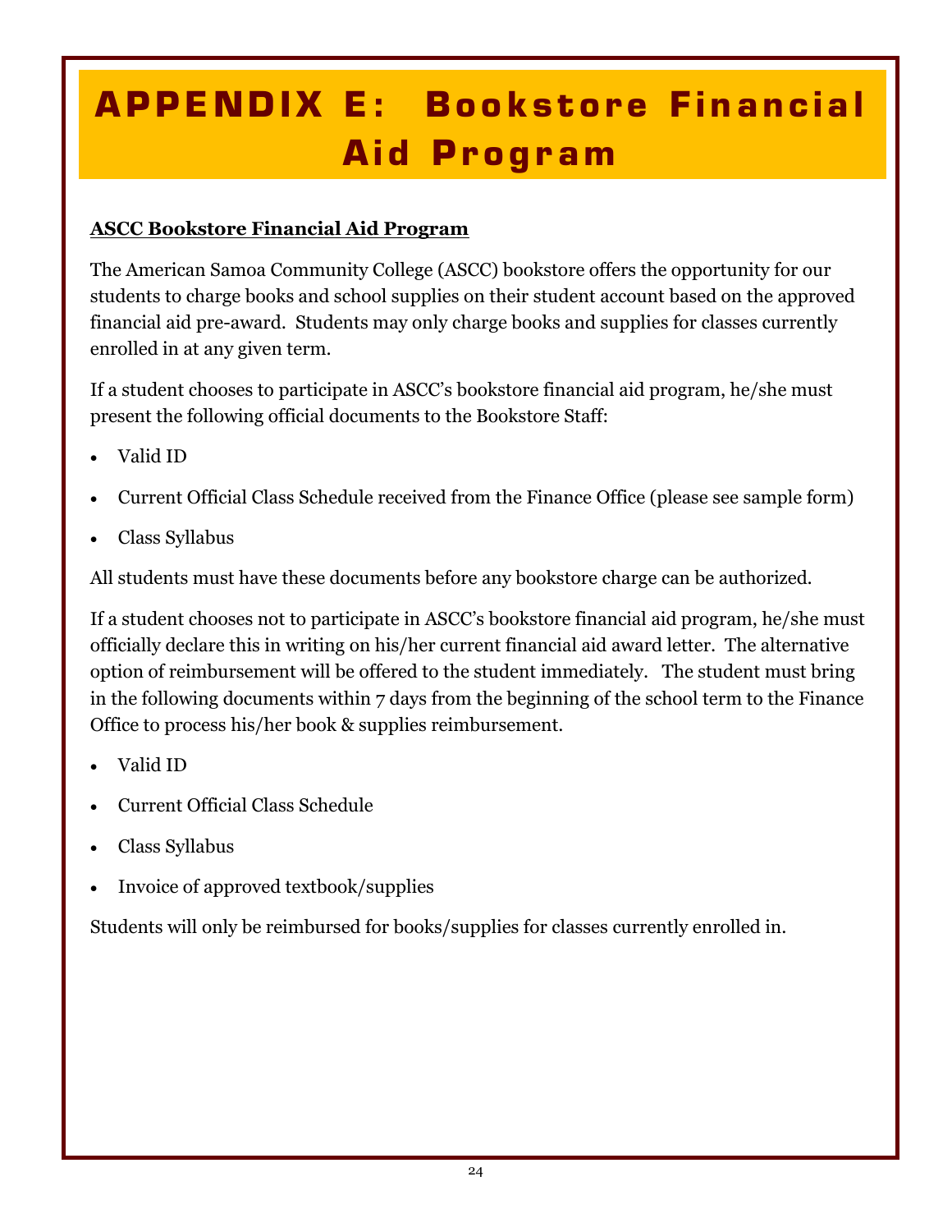# APPENDIX E: Bookstore Financial Aid Program

**ASCC Bookstore Financial Aid Program**

The American Samoa Community College (ASCC) bookstore offers the opportunity for our students to charge books and school supplies on their student account based on the approved financial aid pre-award. Students may only charge books and supplies for classes currently enrolled in at any given term.

If a student chooses to participate in ASCC's bookstore financial aid program, he/she must present the following official documents to the Bookstore Staff:

- Valid ID
- Current Official Class Schedule received from the Finance Office (please see sample form)
- Class Syllabus

All students must have these documents before any bookstore charge can be authorized.

If a student chooses not to participate in ASCC's bookstore financial aid program, he/she must officially declare this in writing on his/her current financial aid award letter. The alternative option of reimbursement will be offered to the student immediately. The student must bring in the following documents within 7 days from the beginning of the school term to the Finance Office to process his/her book & supplies reimbursement.

- Valid ID
- Current Official Class Schedule
- Class Syllabus
- Invoice of approved textbook/supplies

Students will only be reimbursed for books/supplies for classes currently enrolled in.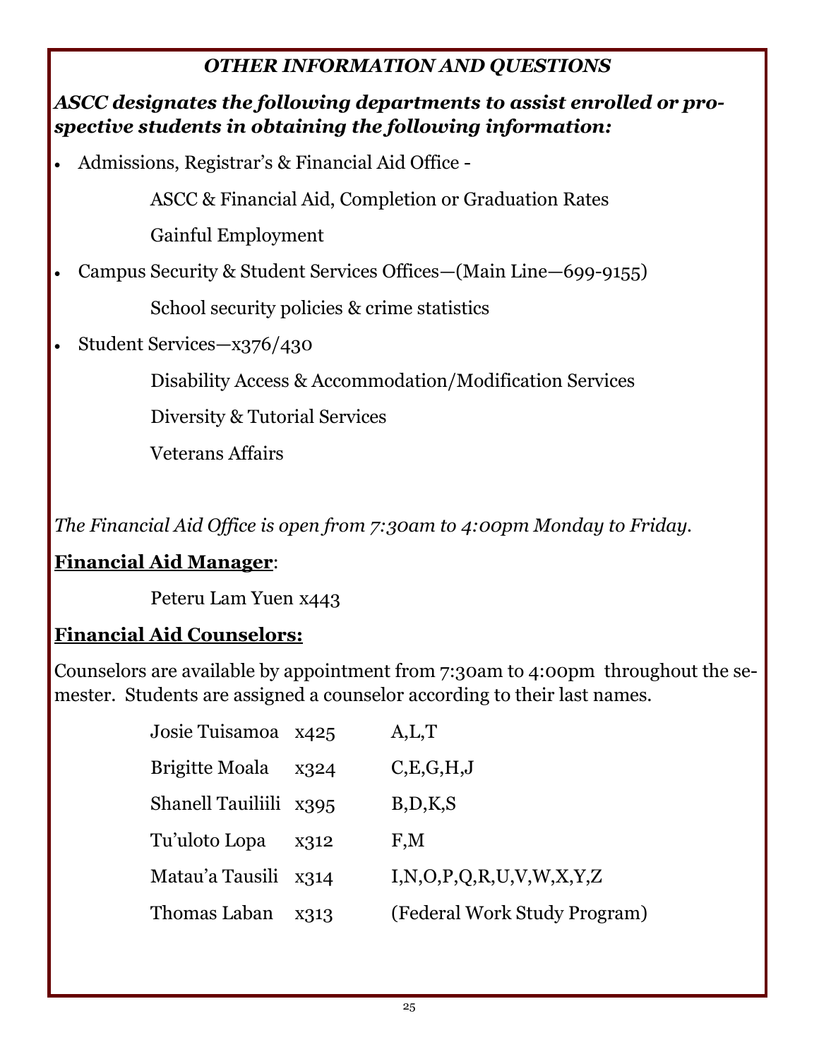### *OTHER INFORMATION AND QUESTIONS*

***ASCC designates the following departments to assist enrolled or prospective students in obtaining the following information:***

- Admissions, Registrar's & Financial Aid Office -

    ASCC & Financial Aid, Completion or Graduation Rates

    Gainful Employment

- Campus Security & Student Services Offices—(Main Line—699-9155)

    School security policies & crime statistics

- Student Services—x376/430

    Disability Access & Accommodation/Modification Services

    Diversity & Tutorial Services

    Veterans Affairs

*The Financial Aid Office is open from 7:30am to 4:00pm Monday to Friday.*

**Financial Aid Manager**:

Peteru Lam Yuen x443

**Financial Aid Counselors:**

Counselors are available by appointment from 7:30am to 4:00pm throughout the semester. Students are assigned a counselor according to their last names.

| | | |
|---|---|---|
| Josie Tuisamoa | x425 | A,L,T |
| Brigitte Moala | x324 | C,E,G,H,J |
| Shanell Tauiliili | x395 | B,D,K,S |
| Tu'uloto Lopa | x312 | F,M |
| Matau'a Tausili | x314 | I,N,O,P,Q,R,U,V,W,X,Y,Z |
| Thomas Laban | x313 | (Federal Work Study Program) |